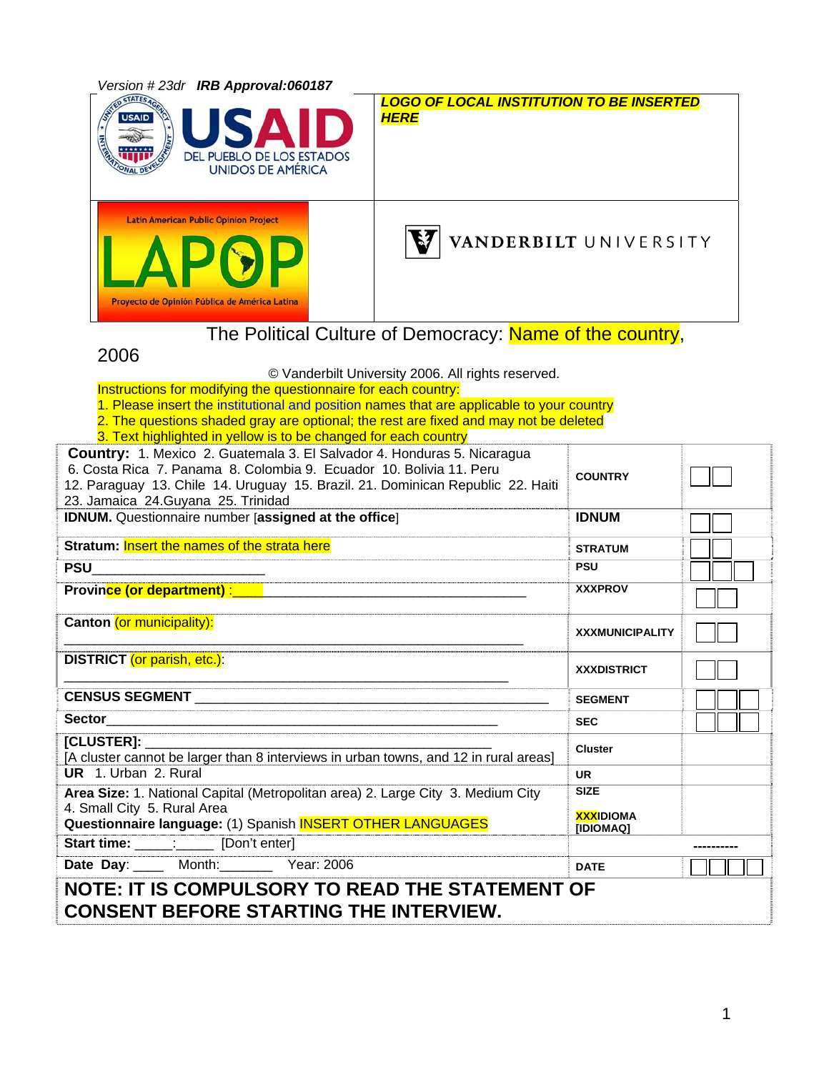*Version # 23dr* ***IRB Approval:060187***

| USAID DEL PUEBLO DE LOS ESTADOS UNIDOS DE AMÉRICA | ***LOGO OF LOCAL INSTITUTION TO BE INSERTED HERE*** |
|---|---|
| Latin American Public Opinion Project LAPOP Proyecto de Opinión Pública de América Latina | VANDERBILT UNIVERSITY |

The Political Culture of Democracy: Name of the country, 2006

© Vanderbilt University 2006. All rights reserved.

Instructions for modifying the questionnaire for each country:
1. Please insert the institutional and position names that are applicable to your country
2. The questions shaded gray are optional; the rest are fixed and may not be deleted
3. Text highlighted in yellow is to be changed for each country

| | | |
|---|---|---|
| **Country:** 1. Mexico 2. Guatemala 3. El Salvador 4. Honduras 5. Nicaragua 6. Costa Rica 7. Panama 8. Colombia 9. Ecuador 10. Bolivia 11. Peru 12. Paraguay 13. Chile 14. Uruguay 15. Brazil. 21. Dominican Republic 22. Haiti 23. Jamaica 24.Guyana 25. Trinidad | **COUNTRY** | ☐☐ |
| **IDNUM.** Questionnaire number [**assigned at the office**] | **IDNUM** | ☐☐ |
| **Stratum:** Insert the names of the strata here | **STRATUM** | ☐☐ |
| **PSU**_______________________ | **PSU** | ☐☐☐ |
| **Province (or department)** :____________________________________________ | **XXXPROV** | ☐☐ |
| **Canton** (or municipality): ____________________________________________________________ | **XXXMUNICIPALITY** | ☐☐ |
| **DISTRICT** (or parish, etc.): __________________________________________________________ | **XXXDISTRICT** | ☐☐ |
| **CENSUS SEGMENT** ___________________________________________________ | **SEGMENT** | ☐☐☐ |
| **Sector**_______________________________________________________ | **SEC** | ☐☐☐ |
| **[CLUSTER]:** ______________________________________________ [A cluster cannot be larger than 8 interviews in urban towns, and 12 in rural areas] | **Cluster** | |
| **UR** 1. Urban 2. Rural | **UR** | |
| **Area Size:** 1. National Capital (Metropolitan area) 2. Large City 3. Medium City 4. Small City 5. Rural Area | **SIZE** | |
| **Questionnaire language:** (1) Spanish INSERT OTHER LANGUAGES | **XXXIDIOMA [IDIOMAQ]** | |
| **Start time:** _____:_____ [Don't enter] | | ---------- |
| **Date Day**: ____ Month:_______ Year: 2006 | **DATE** | ☐☐☐☐ |

**NOTE: IT IS COMPULSORY TO READ THE STATEMENT OF CONSENT BEFORE STARTING THE INTERVIEW.**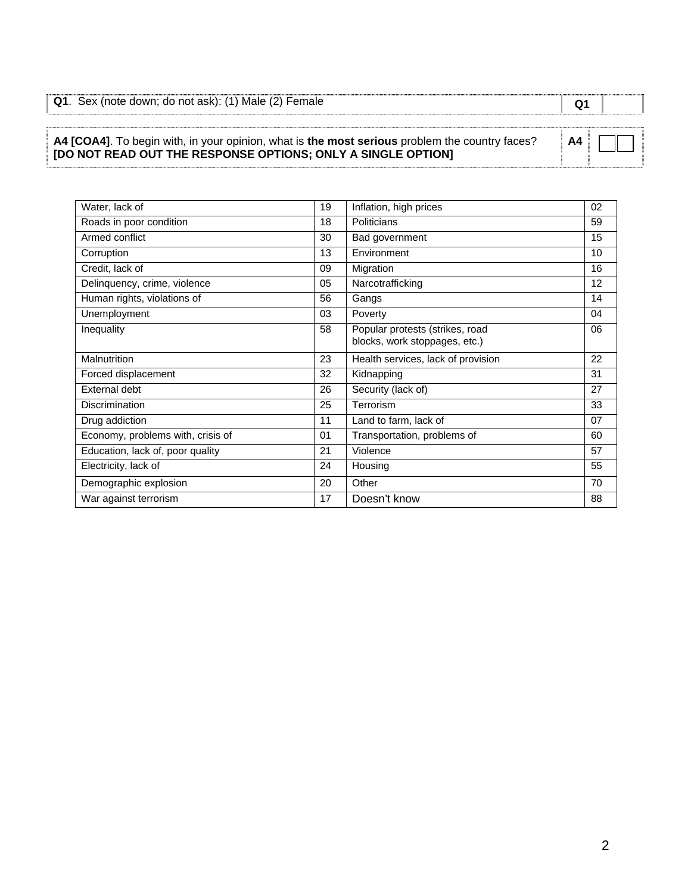| **Q1**. Sex (note down; do not ask): (1) Male (2) Female | Q1 | |
|---|---|---|

| **A4 [COA4]**. To begin with, in your opinion, what is **the most serious** problem the country faces? **[DO NOT READ OUT THE RESPONSE OPTIONS; ONLY A SINGLE OPTION]** | A4 | |
|---|---|---|

| Water, lack of | 19 | Inflation, high prices | 02 |
|---|---|---|---|
| Roads in poor condition | 18 | Politicians | 59 |
| Armed conflict | 30 | Bad government | 15 |
| Corruption | 13 | Environment | 10 |
| Credit, lack of | 09 | Migration | 16 |
| Delinquency, crime, violence | 05 | Narcotrafficking | 12 |
| Human rights, violations of | 56 | Gangs | 14 |
| Unemployment | 03 | Poverty | 04 |
| Inequality | 58 | Popular protests (strikes, road blocks, work stoppages, etc.) | 06 |
| Malnutrition | 23 | Health services, lack of provision | 22 |
| Forced displacement | 32 | Kidnapping | 31 |
| External debt | 26 | Security (lack of) | 27 |
| Discrimination | 25 | Terrorism | 33 |
| Drug addiction | 11 | Land to farm, lack of | 07 |
| Economy, problems with, crisis of | 01 | Transportation, problems of | 60 |
| Education, lack of, poor quality | 21 | Violence | 57 |
| Electricity, lack of | 24 | Housing | 55 |
| Demographic explosion | 20 | Other | 70 |
| War against terrorism | 17 | Doesn't know | 88 |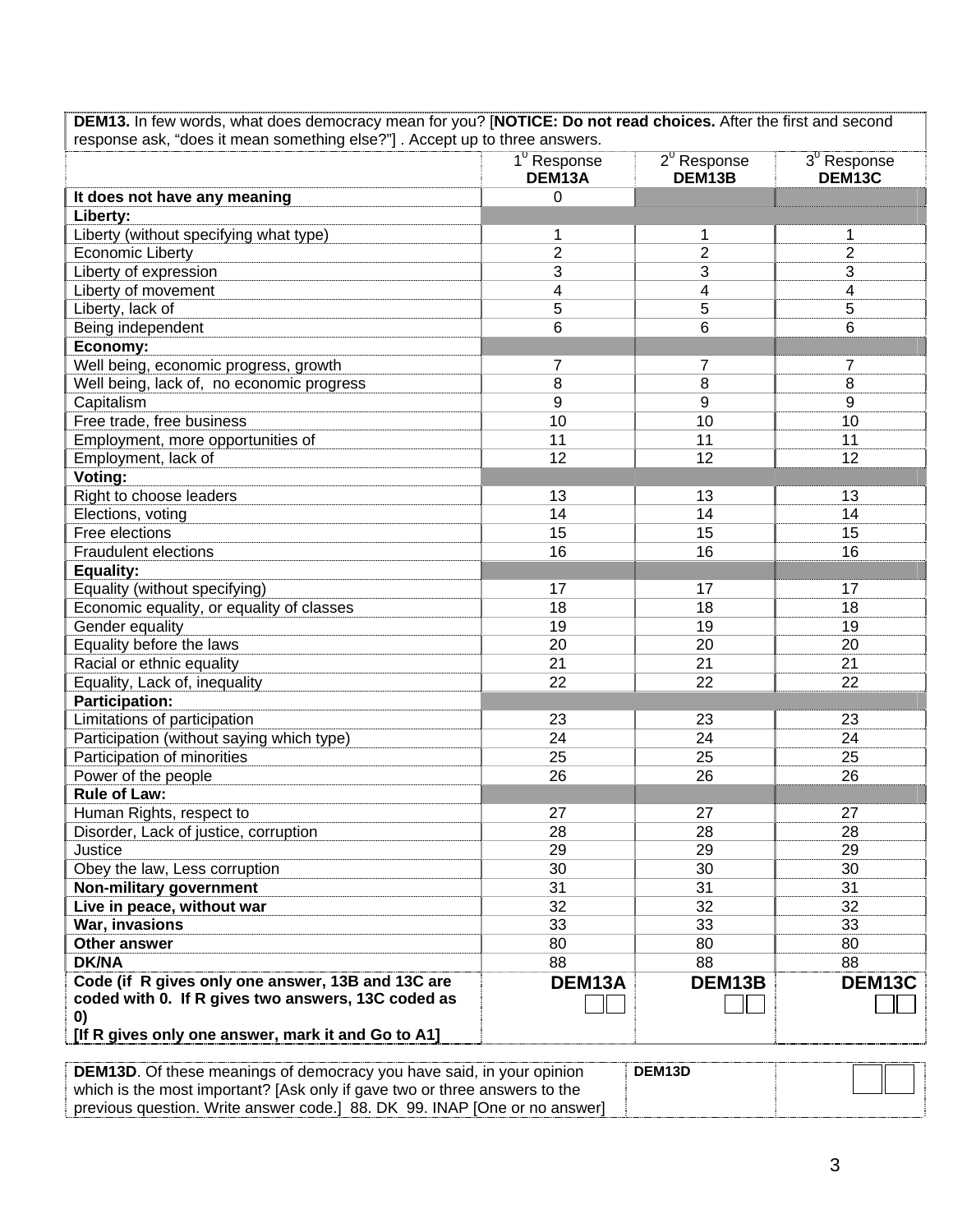| DEM13. In few words, what does democracy mean for you? [**NOTICE: Do not read choices.** After the first and second response ask, "does it mean something else?"] . Accept up to three answers. | | | |
|---|---|---|---|
| | 1[0] Response **DEM13A** | 2[0] Response **DEM13B** | 3[0] Response **DEM13C** |
| **It does not have any meaning** | 0 | | |
| **Liberty:** | | | |
| Liberty (without specifying what type) | 1 | 1 | 1 |
| Economic Liberty | 2 | 2 | 2 |
| Liberty of expression | 3 | 3 | 3 |
| Liberty of movement | 4 | 4 | 4 |
| Liberty, lack of | 5 | 5 | 5 |
| Being independent | 6 | 6 | 6 |
| **Economy:** | | | |
| Well being, economic progress, growth | 7 | 7 | 7 |
| Well being, lack of, no economic progress | 8 | 8 | 8 |
| Capitalism | 9 | 9 | 9 |
| Free trade, free business | 10 | 10 | 10 |
| Employment, more opportunities of | 11 | 11 | 11 |
| Employment, lack of | 12 | 12 | 12 |
| **Voting:** | | | |
| Right to choose leaders | 13 | 13 | 13 |
| Elections, voting | 14 | 14 | 14 |
| Free elections | 15 | 15 | 15 |
| Fraudulent elections | 16 | 16 | 16 |
| **Equality:** | | | |
| Equality (without specifying) | 17 | 17 | 17 |
| Economic equality, or equality of classes | 18 | 18 | 18 |
| Gender equality | 19 | 19 | 19 |
| Equality before the laws | 20 | 20 | 20 |
| Racial or ethnic equality | 21 | 21 | 21 |
| Equality, Lack of, inequality | 22 | 22 | 22 |
| **Participation:** | | | |
| Limitations of participation | 23 | 23 | 23 |
| Participation (without saying which type) | 24 | 24 | 24 |
| Participation of minorities | 25 | 25 | 25 |
| Power of the people | 26 | 26 | 26 |
| **Rule of Law:** | | | |
| Human Rights, respect to | 27 | 27 | 27 |
| Disorder, Lack of justice, corruption | 28 | 28 | 28 |
| Justice | 29 | 29 | 29 |
| Obey the law, Less corruption | 30 | 30 | 30 |
| **Non-military government** | 31 | 31 | 31 |
| **Live in peace, without war** | 32 | 32 | 32 |
| **War, invasions** | 33 | 33 | 33 |
| **Other answer** | 80 | 80 | 80 |
| **DK/NA** | 88 | 88 | 88 |
| **Code (if R gives only one answer, 13B and 13C are coded with 0. If R gives two answers, 13C coded as 0)** **[If R gives only one answer, mark it and Go to A1]** | **DEM13A** | **DEM13B** | **DEM13C** |

| **DEM13D**. Of these meanings of democracy you have said, in your opinion which is the most important? [Ask only if gave two or three answers to the previous question. Write answer code.] 88. DK 99. INAP [One or no answer] | **DEM13D** | |
|---|---|---|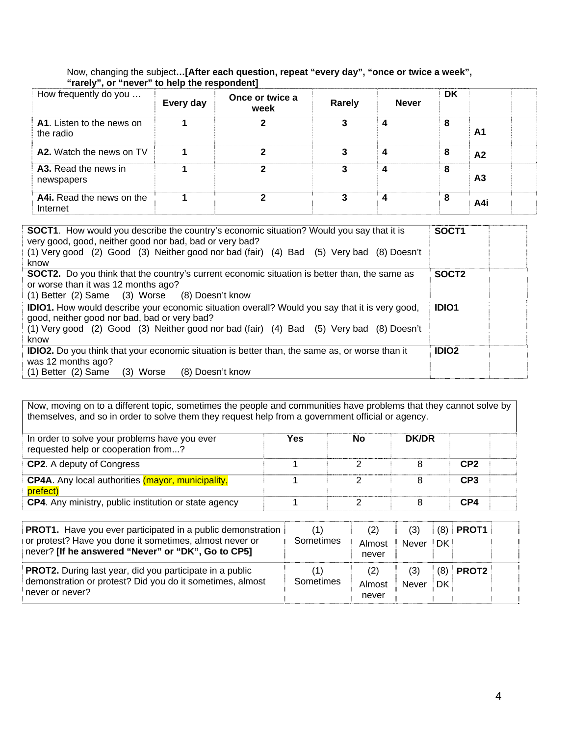Now, changing the subject…**[After each question, repeat "every day", "once or twice a week", "rarely", or "never" to help the respondent]**

| How frequently do you … | Every day | Once or twice a week | Rarely | Never | DK | | |
|---|---|---|---|---|---|---|---|
| **A1**. Listen to the news on the radio | 1 | 2 | 3 | 4 | 8 | **A1** | |
| **A2.** Watch the news on TV | 1 | 2 | 3 | 4 | 8 | **A2** | |
| **A3.** Read the news in newspapers | 1 | 2 | 3 | 4 | 8 | **A3** | |
| **A4i.** Read the news on the Internet | 1 | 2 | 3 | 4 | 8 | **A4i** | |

| | | |
|---|---|---|
| **SOCT1**. How would you describe the country's economic situation? Would you say that it is very good, good, neither good nor bad, bad or very bad?<br>(1) Very good (2) Good (3) Neither good nor bad (fair) (4) Bad (5) Very bad (8) Doesn't know | **SOCT1** | |
| **SOCT2.** Do you think that the country's current economic situation is better than, the same as or worse than it was 12 months ago?<br>(1) Better (2) Same (3) Worse (8) Doesn't know | **SOCT2** | |
| **IDIO1.** How would describe your economic situation overall? Would you say that it is very good, good, neither good nor bad, bad or very bad?<br>(1) Very good (2) Good (3) Neither good nor bad (fair) (4) Bad (5) Very bad (8) Doesn't know | **IDIO1** | |
| **IDIO2.** Do you think that your economic situation is better than, the same as, or worse than it was 12 months ago?<br>(1) Better (2) Same (3) Worse (8) Doesn't know | **IDIO2** | |

Now, moving on to a different topic, sometimes the people and communities have problems that they cannot solve by themselves, and so in order to solve them they request help from a government official or agency.

| In order to solve your problems have you ever requested help or cooperation from...? | Yes | No | DK/DR | | |
|---|---|---|---|---|---|
| **CP2**. A deputy of Congress | 1 | 2 | 8 | **CP2** | |
| **CP4A**. Any local authorities (mayor, municipality, prefect) | 1 | 2 | 8 | **CP3** | |
| **CP4**. Any ministry, public institution or state agency | 1 | 2 | 8 | **CP4** | |

| | | | | | | |
|---|---|---|---|---|---|---|
| **PROT1.** Have you ever participated in a public demonstration or protest? Have you done it sometimes, almost never or never? **[If he answered "Never" or "DK", Go to CP5]** | (1) Sometimes | (2) Almost never | (3) Never | (8) DK | **PROT1** | |
| **PROT2.** During last year, did you participate in a public demonstration or protest? Did you do it sometimes, almost never or never? | (1) Sometimes | (2) Almost never | (3) Never | (8) DK | **PROT2** | |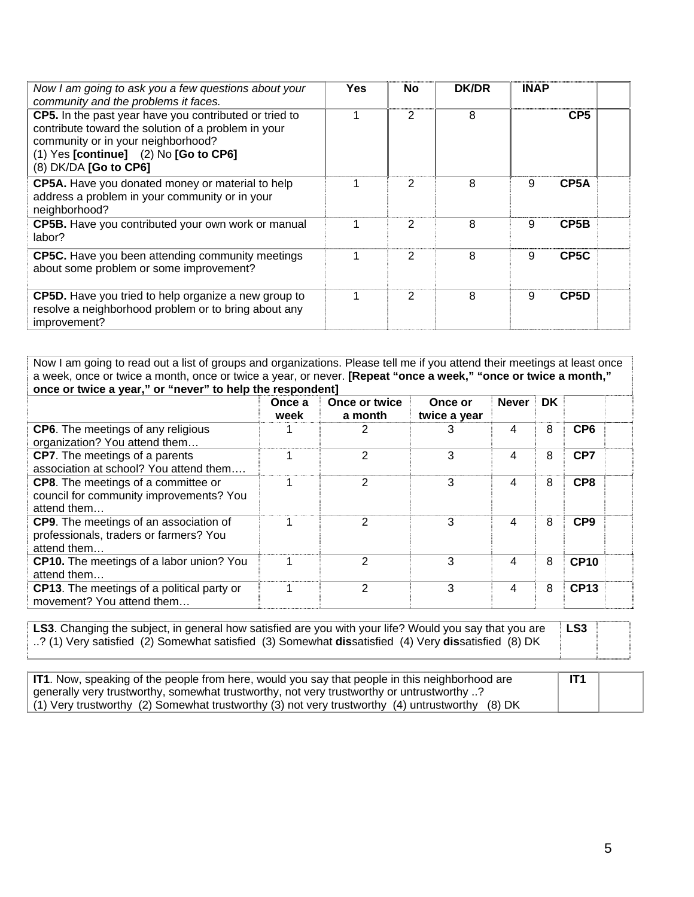| *Now I am going to ask you a few questions about your community and the problems it faces.* | **Yes** | **No** | **DK/DR** | **INAP** | | |
|---|---|---|---|---|---|---|
| **CP5.** In the past year have you contributed or tried to contribute toward the solution of a problem in your community or in your neighborhood? (1) Yes **[continue]** (2) No **[Go to CP6]** (8) DK/DA **[Go to CP6]** | 1 | 2 | 8 | | **CP5** | |
| **CP5A.** Have you donated money or material to help address a problem in your community or in your neighborhood? | 1 | 2 | 8 | 9 | **CP5A** | |
| **CP5B.** Have you contributed your own work or manual labor? | 1 | 2 | 8 | 9 | **CP5B** | |
| **CP5C.** Have you been attending community meetings about some problem or some improvement? | 1 | 2 | 8 | 9 | **CP5C** | |
| **CP5D.** Have you tried to help organize a new group to resolve a neighborhood problem or to bring about any improvement? | 1 | 2 | 8 | 9 | **CP5D** | |

Now I am going to read out a list of groups and organizations. Please tell me if you attend their meetings at least once a week, once or twice a month, once or twice a year, or never. **[Repeat "once a week," "once or twice a month," once or twice a year," or "never" to help the respondent]**

| | **Once a week** | **Once or twice a month** | **Once or twice a year** | **Never** | **DK** | | |
|---|---|---|---|---|---|---|---|
| **CP6**. The meetings of any religious organization? You attend them… | 1 | 2 | 3 | 4 | 8 | **CP6** | |
| **CP7**. The meetings of a parents association at school? You attend them…. | 1 | 2 | 3 | 4 | 8 | **CP7** | |
| **CP8**. The meetings of a committee or council for community improvements? You attend them… | 1 | 2 | 3 | 4 | 8 | **CP8** | |
| **CP9**. The meetings of an association of professionals, traders or farmers? You attend them… | 1 | 2 | 3 | 4 | 8 | **CP9** | |
| **CP10.** The meetings of a labor union? You attend them… | 1 | 2 | 3 | 4 | 8 | **CP10** | |
| **CP13**. The meetings of a political party or movement? You attend them… | 1 | 2 | 3 | 4 | 8 | **CP13** | |

| | | |
|---|---|---|
| **LS3**. Changing the subject, in general how satisfied are you with your life? Would you say that you are ..? (1) Very satisfied (2) Somewhat satisfied (3) Somewhat **dis**satisfied (4) Very **dis**satisfied (8) DK | **LS3** | |

| | | |
|---|---|---|
| **IT1**. Now, speaking of the people from here, would you say that people in this neighborhood are generally very trustworthy, somewhat trustworthy, not very trustworthy or untrustworthy ..? (1) Very trustworthy (2) Somewhat trustworthy (3) not very trustworthy (4) untrustworthy (8) DK | **IT1** | |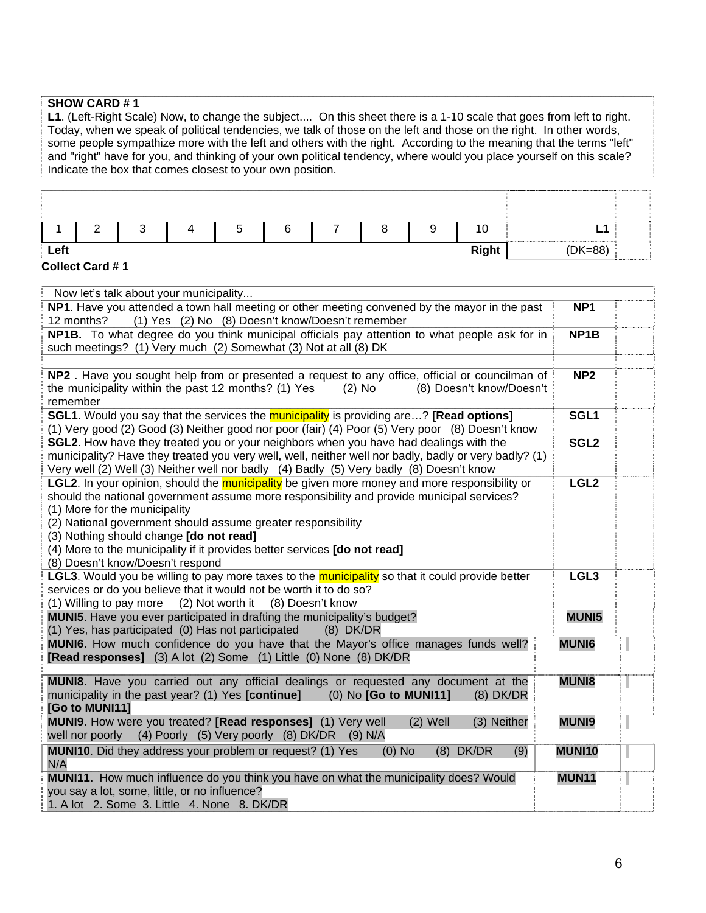**SHOW CARD # 1**

**L1**. (Left-Right Scale) Now, to change the subject.... On this sheet there is a 1-10 scale that goes from left to right. Today, when we speak of political tendencies, we talk of those on the left and those on the right. In other words, some people sympathize more with the left and others with the right. According to the meaning that the terms "left" and "right" have for you, and thinking of your own political tendency, where would you place yourself on this scale? Indicate the box that comes closest to your own position.

| 1 | 2 | 3 | 4 | 5 | 6 | 7 | 8 | 9 | 10 | **L1** | |
|---|---|---|---|---|---|---|---|---|---|---|---|
| **Left** | | | | | | | | | **Right** | (DK=88) | |

**Collect Card # 1**

| Now let's talk about your municipality... | | |
|---|---|---|
| **NP1**. Have you attended a town hall meeting or other meeting convened by the mayor in the past 12 months? (1) Yes (2) No (8) Doesn't know/Doesn't remember | **NP1** | |
| **NP1B.** To what degree do you think municipal officials pay attention to what people ask for in such meetings? (1) Very much (2) Somewhat (3) Not at all (8) DK | **NP1B** | |
| **NP2** . Have you sought help from or presented a request to any office, official or councilman of the municipality within the past 12 months? (1) Yes (2) No (8) Doesn't know/Doesn't remember | **NP2** | |
| **SGL1**. Would you say that the services the municipality is providing are…? **[Read options]** (1) Very good (2) Good (3) Neither good nor poor (fair) (4) Poor (5) Very poor (8) Doesn't know | **SGL1** | |
| **SGL2**. How have they treated you or your neighbors when you have had dealings with the municipality? Have they treated you very well, well, neither well nor badly, badly or very badly? (1) Very well (2) Well (3) Neither well nor badly (4) Badly (5) Very badly (8) Doesn't know | **SGL2** | |
| **LGL2**. In your opinion, should the municipality be given more money and more responsibility or should the national government assume more responsibility and provide municipal services?<br>(1) More for the municipality<br>(2) National government should assume greater responsibility<br>(3) Nothing should change **[do not read]**<br>(4) More to the municipality if it provides better services **[do not read]**<br>(8) Doesn't know/Doesn't respond | **LGL2** | |
| **LGL3**. Would you be willing to pay more taxes to the municipality so that it could provide better services or do you believe that it would not be worth it to do so?<br>(1) Willing to pay more (2) Not worth it (8) Doesn't know | **LGL3** | |
| **MUNI5**. Have you ever participated in drafting the municipality's budget?<br>(1) Yes, has participated (0) Has not participated (8) DK/DR | **MUNI5** | |
| **MUNI6**. How much confidence do you have that the Mayor's office manages funds well? **[Read responses]** (3) A lot (2) Some (1) Little (0) None (8) DK/DR | **MUNI6** | |
| **MUNI8**. Have you carried out any official dealings or requested any document at the municipality in the past year? (1) Yes **[continue]** (0) No **[Go to MUNI11]** (8) DK/DR **[Go to MUNI11]** | **MUNI8** | |
| **MUNI9**. How were you treated? **[Read responses]** (1) Very well (2) Well (3) Neither well nor poorly (4) Poorly (5) Very poorly (8) DK/DR (9) N/A | **MUNI9** | |
| **MUNI10**. Did they address your problem or request? (1) Yes (0) No (8) DK/DR (9) N/A | **MUNI10** | |
| **MUNI11.** How much influence do you think you have on what the municipality does? Would you say a lot, some, little, or no influence?<br>1. A lot 2. Some 3. Little 4. None 8. DK/DR | **MUN11** | |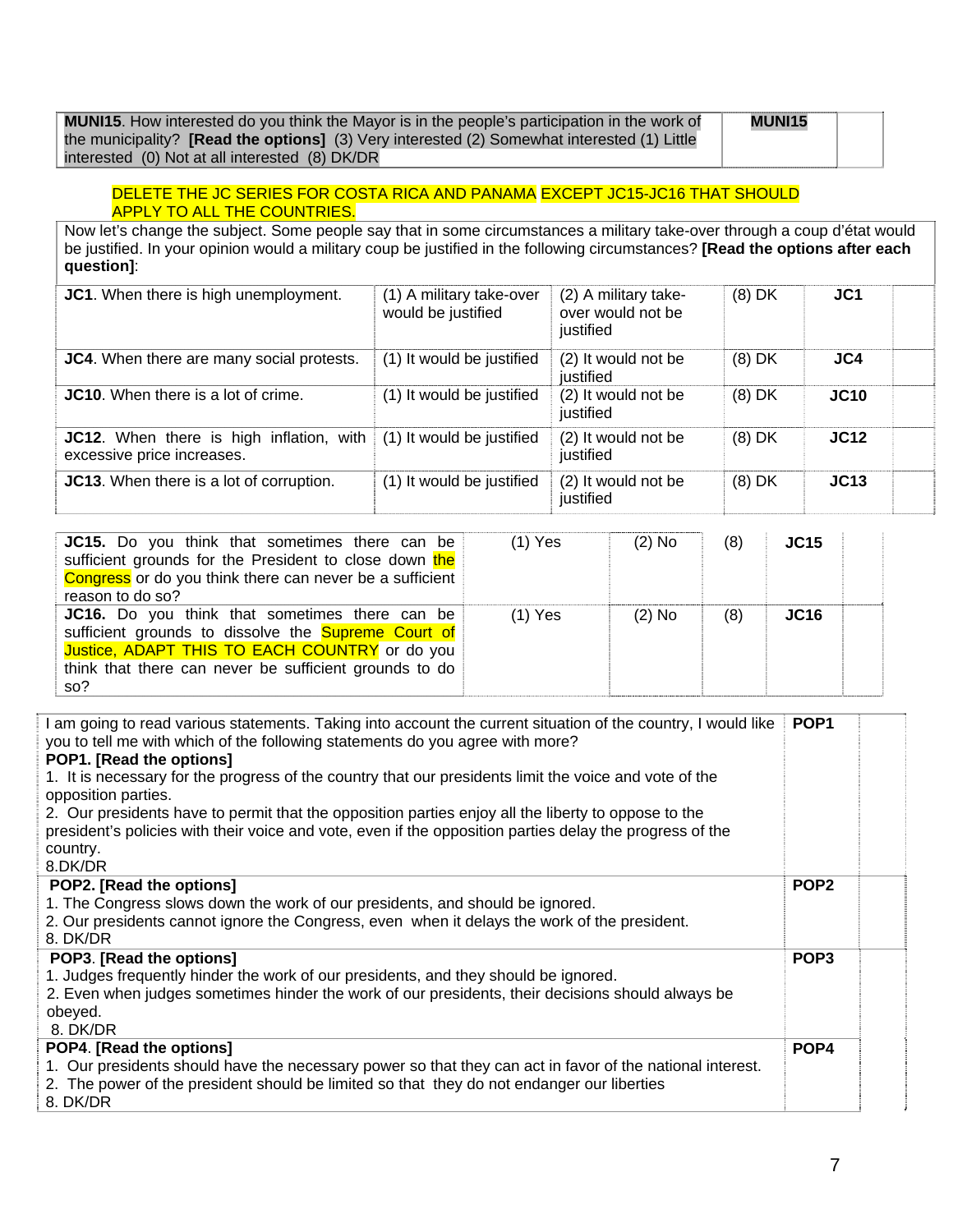| **MUNI15**. How interested do you think the Mayor is in the people's participation in the work of the municipality? **[Read the options]** (3) Very interested (2) Somewhat interested (1) Little interested (0) Not at all interested (8) DK/DR | **MUNI15** | |
|---|---|---|

DELETE THE JC SERIES FOR COSTA RICA AND PANAMA EXCEPT JC15-JC16 THAT SHOULD APPLY TO ALL THE COUNTRIES.

Now let's change the subject. Some people say that in some circumstances a military take-over through a coup d'état would be justified. In your opinion would a military coup be justified in the following circumstances? **[Read the options after each question]**:

| | | | | | |
|---|---|---|---|---|---|
| **JC1**. When there is high unemployment. | (1) A military take-over would be justified | (2) A military take-over would not be justified | (8) DK | **JC1** | |
| **JC4**. When there are many social protests. | (1) It would be justified | (2) It would not be justified | (8) DK | **JC4** | |
| **JC10**. When there is a lot of crime. | (1) It would be justified | (2) It would not be justified | (8) DK | **JC10** | |
| **JC12**. When there is high inflation, with excessive price increases. | (1) It would be justified | (2) It would not be justified | (8) DK | **JC12** | |
| **JC13**. When there is a lot of corruption. | (1) It would be justified | (2) It would not be justified | (8) DK | **JC13** | |

| | | | | | |
|---|---|---|---|---|---|
| **JC15.** Do you think that sometimes there can be sufficient grounds for the President to close down the Congress or do you think there can never be a sufficient reason to do so? | (1) Yes | (2) No | (8) | **JC15** | |
| **JC16.** Do you think that sometimes there can be sufficient grounds to dissolve the Supreme Court of Justice, ADAPT THIS TO EACH COUNTRY or do you think that there can never be sufficient grounds to do so? | (1) Yes | (2) No | (8) | **JC16** | |

| | | |
|---|---|---|
| I am going to read various statements. Taking into account the current situation of the country, I would like you to tell me with which of the following statements do you agree with more?<br>**POP1. [Read the options]**<br>1. It is necessary for the progress of the country that our presidents limit the voice and vote of the opposition parties.<br>2. Our presidents have to permit that the opposition parties enjoy all the liberty to oppose to the president's policies with their voice and vote, even if the opposition parties delay the progress of the country.<br>8.DK/DR | **POP1** | |
| **POP2. [Read the options]**<br>1. The Congress slows down the work of our presidents, and should be ignored.<br>2. Our presidents cannot ignore the Congress, even when it delays the work of the president.<br>8. DK/DR | **POP2** | |
| **POP3**. **[Read the options]**<br>1. Judges frequently hinder the work of our presidents, and they should be ignored.<br>2. Even when judges sometimes hinder the work of our presidents, their decisions should always be obeyed.<br>8. DK/DR | **POP3** | |
| **POP4**. **[Read the options]**<br>1. Our presidents should have the necessary power so that they can act in favor of the national interest.<br>2. The power of the president should be limited so that they do not endanger our liberties<br>8. DK/DR | **POP4** | |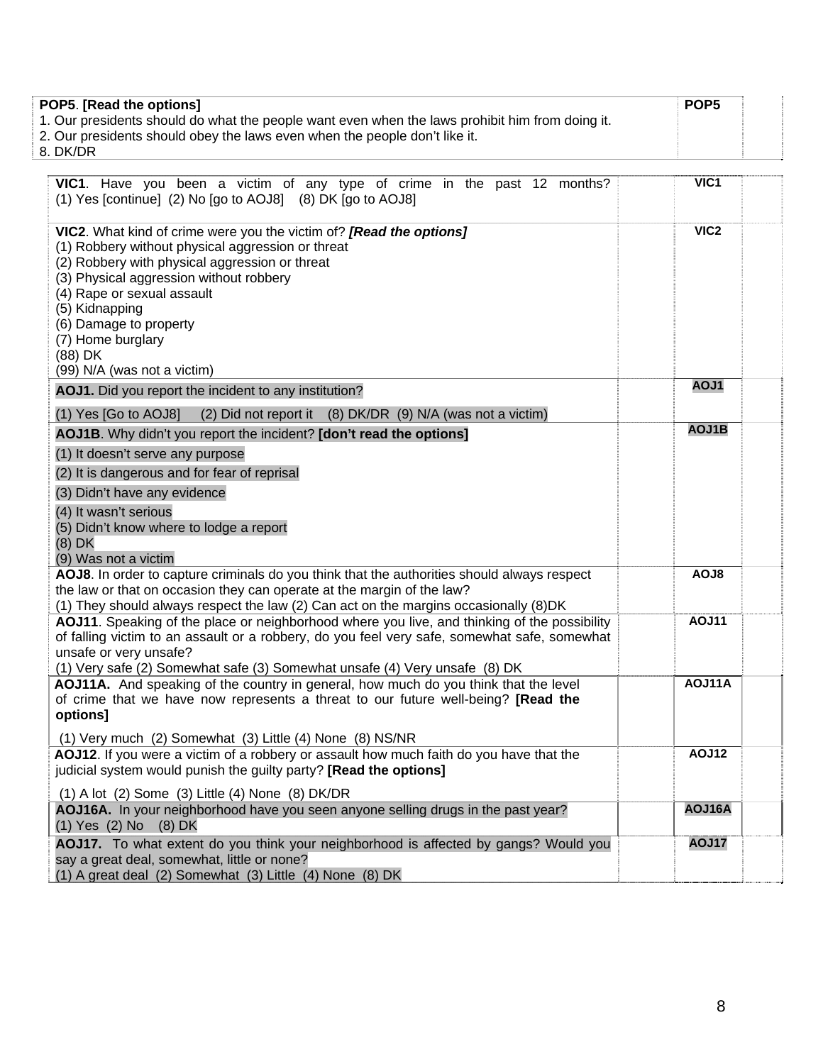| | | |
|---|---|---|
| **POP5**. **[Read the options]**<br>1. Our presidents should do what the people want even when the laws prohibit him from doing it.<br>2. Our presidents should obey the laws even when the people don't like it.<br>8. DK/DR | **POP5** | |

| | | | |
|---|---|---|---|
| **VIC1**. Have you been a victim of any type of crime in the past 12 months?<br>(1) Yes [continue] (2) No [go to AOJ8] (8) DK [go to AOJ8] | | **VIC1** | |
| **VIC2**. What kind of crime were you the victim of? ***[Read the options]***<br>(1) Robbery without physical aggression or threat<br>(2) Robbery with physical aggression or threat<br>(3) Physical aggression without robbery<br>(4) Rape or sexual assault<br>(5) Kidnapping<br>(6) Damage to property<br>(7) Home burglary<br>(88) DK<br>(99) N/A (was not a victim) | | **VIC2** | |
| **AOJ1.** Did you report the incident to any institution?<br>(1) Yes [Go to AOJ8] (2) Did not report it (8) DK/DR (9) N/A (was not a victim) | | **AOJ1** | |
| **AOJ1B**. Why didn't you report the incident? **[don't read the options]**<br>(1) It doesn't serve any purpose<br>(2) It is dangerous and for fear of reprisal<br>(3) Didn't have any evidence<br>(4) It wasn't serious<br>(5) Didn't know where to lodge a report<br>(8) DK<br>(9) Was not a victim | | **AOJ1B** | |
| **AOJ8**. In order to capture criminals do you think that the authorities should always respect the law or that on occasion they can operate at the margin of the law?<br>(1) They should always respect the law (2) Can act on the margins occasionally (8)DK | | **AOJ8** | |
| **AOJ11**. Speaking of the place or neighborhood where you live, and thinking of the possibility of falling victim to an assault or a robbery, do you feel very safe, somewhat safe, somewhat unsafe or very unsafe?<br>(1) Very safe (2) Somewhat safe (3) Somewhat unsafe (4) Very unsafe (8) DK | | **AOJ11** | |
| **AOJ11A.** And speaking of the country in general, how much do you think that the level of crime that we have now represents a threat to our future well-being? **[Read the options]**<br>(1) Very much (2) Somewhat (3) Little (4) None (8) NS/NR | | **AOJ11A** | |
| **AOJ12**. If you were a victim of a robbery or assault how much faith do you have that the judicial system would punish the guilty party? **[Read the options]**<br>(1) A lot (2) Some (3) Little (4) None (8) DK/DR | | **AOJ12** | |
| **AOJ16A.** In your neighborhood have you seen anyone selling drugs in the past year?<br>(1) Yes (2) No (8) DK | | **AOJ16A** | |
| **AOJ17.** To what extent do you think your neighborhood is affected by gangs? Would you say a great deal, somewhat, little or none?<br>(1) A great deal (2) Somewhat (3) Little (4) None (8) DK | | **AOJ17** | |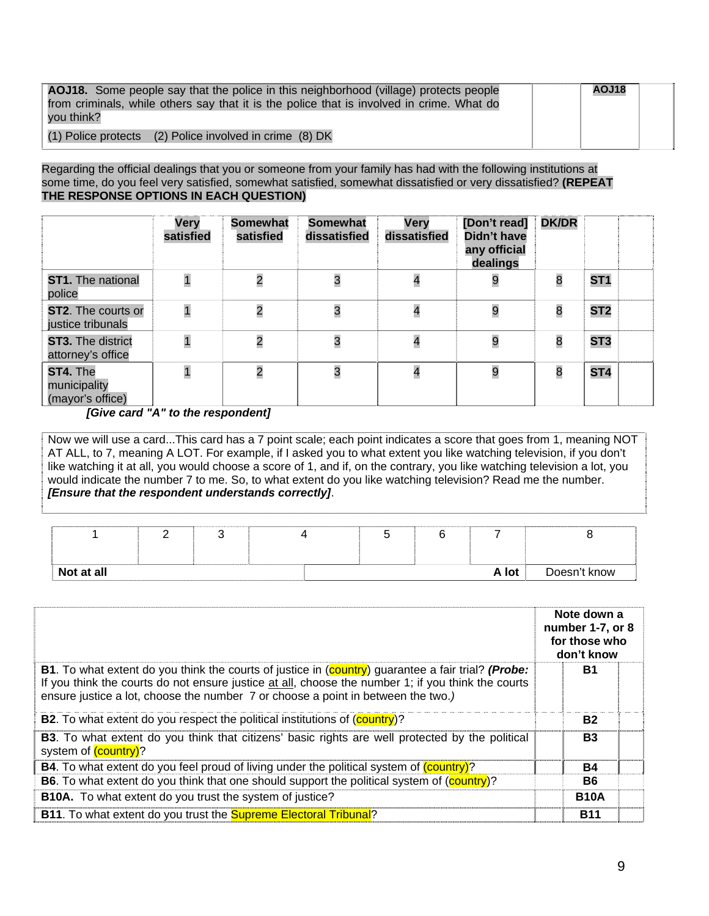| **AOJ18.** Some people say that the police in this neighborhood (village) protects people from criminals, while others say that it is the police that is involved in crime. What do you think?<br>(1) Police protects (2) Police involved in crime (8) DK | | **AOJ18** | |
|---|---|---|---|

Regarding the official dealings that you or someone from your family has had with the following institutions at some time, do you feel very satisfied, somewhat satisfied, somewhat dissatisfied or very dissatisfied? **(REPEAT THE RESPONSE OPTIONS IN EACH QUESTION)**

| | Very satisfied | Somewhat satisfied | Somewhat dissatisfied | Very dissatisfied | [Don't read] Didn't have any official dealings | DK/DR | | |
|---|---|---|---|---|---|---|---|---|
| **ST1.** The national police | 1 | 2 | 3 | 4 | 9 | 8 | **ST1** | |
| **ST2**. The courts or justice tribunals | 1 | 2 | 3 | 4 | 9 | 8 | **ST2** | |
| **ST3.** The district attorney's office | 1 | 2 | 3 | 4 | 9 | 8 | **ST3** | |
| **ST4.** The municipality (mayor's office) | 1 | 2 | 3 | 4 | 9 | 8 | **ST4** | |

***[Give card "A" to the respondent]***

Now we will use a card...This card has a 7 point scale; each point indicates a score that goes from 1, meaning NOT AT ALL, to 7, meaning A LOT. For example, if I asked you to what extent you like watching television, if you don't like watching it at all, you would choose a score of 1, and if, on the contrary, you like watching television a lot, you would indicate the number 7 to me. So, to what extent do you like watching television? Read me the number. ***[Ensure that the respondent understands correctly]***.

| 1 | 2 | 3 | 4 | 5 | 6 | 7 | 8 |
|---|---|---|---|---|---|---|---|
| **Not at all** | | | | | | **A lot** | Doesn't know |

| | **Note down a number 1-7, or 8 for those who don't know** | | |
|---|---|---|---|
| **B1**. To what extent do you think the courts of justice in (country) guarantee a fair trial? ***(Probe:*** *If you think the courts do not ensure justice at all, choose the number 1; if you think the courts ensure justice a lot, choose the number 7 or choose a point in between the two.)* | | **B1** | |
| **B2**. To what extent do you respect the political institutions of (country)? | | **B2** | |
| **B3**. To what extent do you think that citizens' basic rights are well protected by the political system of (country)? | | **B3** | |
| **B4**. To what extent do you feel proud of living under the political system of (country)? | | **B4** | |
| **B6**. To what extent do you think that one should support the political system of (country)? | | **B6** | |
| **B10A.** To what extent do you trust the system of justice? | | **B10A** | |
| **B11**. To what extent do you trust the Supreme Electoral Tribunal? | | **B11** | |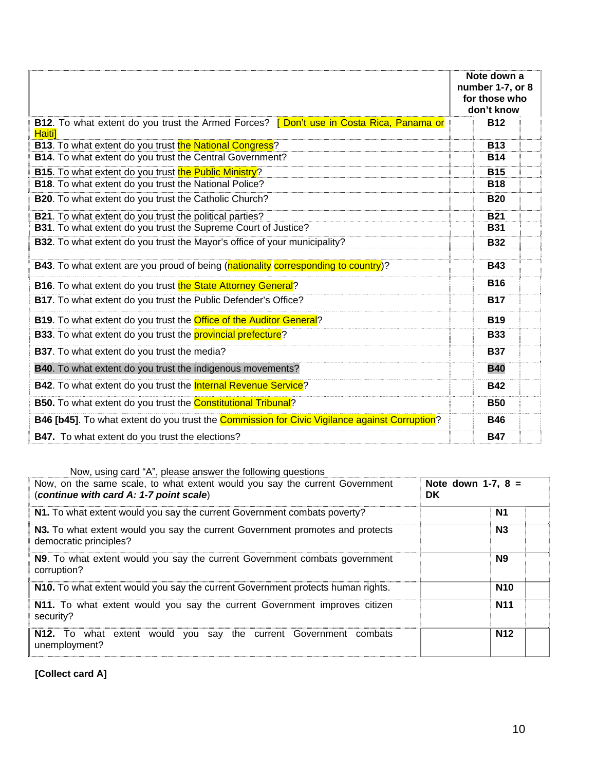| | Note down a number 1-7, or 8 for those who don't know | | |
|---|---|---|---|
| **B12**. To what extent do you trust the Armed Forces? [ Don't use in Costa Rica, Panama or Haiti] | | **B12** | |
| **B13**. To what extent do you trust the National Congress? | | **B13** | |
| **B14**. To what extent do you trust the Central Government? | | **B14** | |
| **B15**. To what extent do you trust the Public Ministry? | | **B15** | |
| **B18**. To what extent do you trust the National Police? | | **B18** | |
| **B20**. To what extent do you trust the Catholic Church? | | **B20** | |
| **B21**. To what extent do you trust the political parties? | | **B21** | |
| **B31**. To what extent do you trust the Supreme Court of Justice? | | **B31** | |
| **B32**. To what extent do you trust the Mayor's office of your municipality? | | **B32** | |
| | | | |
| **B43**. To what extent are you proud of being (nationality corresponding to country)? | | **B43** | |
| **B16**. To what extent do you trust the State Attorney General? | | **B16** | |
| **B17**. To what extent do you trust the Public Defender's Office? | | **B17** | |
| **B19**. To what extent do you trust the Office of the Auditor General? | | **B19** | |
| **B33**. To what extent do you trust the provincial prefecture? | | **B33** | |
| **B37**. To what extent do you trust the media? | | **B37** | |
| **B40**. To what extent do you trust the indigenous movements? | | **B40** | |
| **B42**. To what extent do you trust the Internal Revenue Service? | | **B42** | |
| **B50**. To what extent do you trust the Constitutional Tribunal? | | **B50** | |
| **B46 [b45]**. To what extent do you trust the Commission for Civic Vigilance against Corruption? | | **B46** | |
| **B47**. To what extent do you trust the elections? | | **B47** | |

Now, using card "A", please answer the following questions

| Now, on the same scale, to what extent would you say the current Government (***continue with card A: 1-7 point scale***) | **Note down 1-7, 8 = DK** | | |
|---|---|---|---|
| **N1.** To what extent would you say the current Government combats poverty? | | **N1** | |
| **N3.** To what extent would you say the current Government promotes and protects democratic principles? | | **N3** | |
| **N9**. To what extent would you say the current Government combats government corruption? | | **N9** | |
| **N10.** To what extent would you say the current Government protects human rights. | | **N10** | |
| **N11.** To what extent would you say the current Government improves citizen security? | | **N11** | |
| **N12.** To what extent would you say the current Government combats unemployment? | | **N12** | |

**[Collect card A]**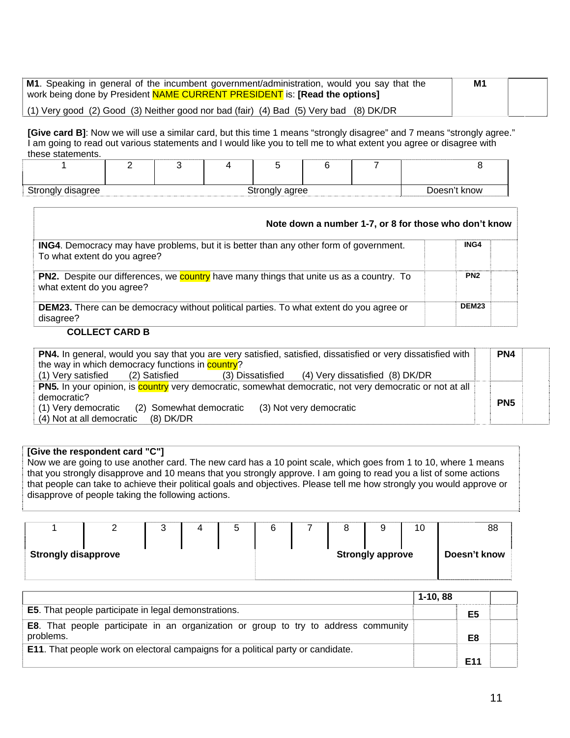| **M1**. Speaking in general of the incumbent government/administration, would you say that the work being done by President NAME CURRENT PRESIDENT is: **[Read the options]** (1) Very good (2) Good (3) Neither good nor bad (fair) (4) Bad (5) Very bad (8) DK/DR | **M1** | |
|---|---|---|

**[Give card B]**: Now we will use a similar card, but this time 1 means "strongly disagree" and 7 means "strongly agree." I am going to read out various statements and I would like you to tell me to what extent you agree or disagree with these statements.

| 1 | 2 | 3 | 4 | 5 | 6 | 7 | 8 |
|---|---|---|---|---|---|---|---|
| Strongly disagree | | | | Strongly agree | | | Doesn't know |

| **Note down a number 1-7, or 8 for those who don't know** | | |
|---|---|---|
| **ING4**. Democracy may have problems, but it is better than any other form of government. To what extent do you agree? | **ING4** | |
| **PN2.** Despite our differences, we country have many things that unite us as a country. To what extent do you agree? | **PN2** | |
| **DEM23.** There can be democracy without political parties. To what extent do you agree or disagree? | **DEM23** | |

**COLLECT CARD B**

| **PN4.** In general, would you say that you are very satisfied, satisfied, dissatisfied or very dissatisfied with the way in which democracy functions in country? (1) Very satisfied (2) Satisfied (3) Dissatisfied (4) Very dissatisfied (8) DK/DR | **PN4** | |
|---|---|---|
| **PN5.** In your opinion, is country very democratic, somewhat democratic, not very democratic or not at all democratic? (1) Very democratic (2) Somewhat democratic (3) Not very democratic (4) Not at all democratic (8) DK/DR | **PN5** | |

**[Give the respondent card "C"]**
Now we are going to use another card. The new card has a 10 point scale, which goes from 1 to 10, where 1 means that you strongly disapprove and 10 means that you strongly approve. I am going to read you a list of some actions that people can take to achieve their political goals and objectives. Please tell me how strongly you would approve or disapprove of people taking the following actions.

| 1 | 2 | 3 | 4 | 5 | 6 | 7 | 8 | 9 | 10 | 88 |
|---|---|---|---|---|---|---|---|---|---|---|
| **Strongly disapprove** | | | | | | | **Strongly approve** | | | **Doesn't know** |

| | **1-10, 88** | | |
|---|---|---|---|
| **E5**. That people participate in legal demonstrations. | | **E5** | |
| **E8**. That people participate in an organization or group to try to address community problems. | | **E8** | |
| **E11**. That people work on electoral campaigns for a political party or candidate. | | **E11** | |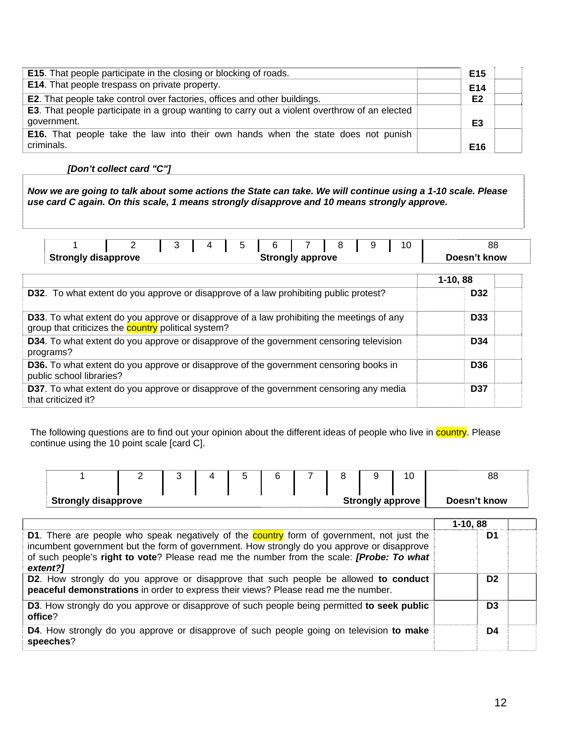| | | |
|---|---|---|
| **E15**. That people participate in the closing or blocking of roads. | **E15** | |
| **E14**. That people trespass on private property. | **E14** | |
| **E2**. That people take control over factories, offices and other buildings. | **E2** | |
| **E3**. That people participate in a group wanting to carry out a violent overthrow of an elected government. | **E3** | |
| **E16.** That people take the law into their own hands when the state does not punish criminals. | **E16** | |

***[Don't collect card "C"]***

***Now we are going to talk about some actions the State can take. We will continue using a 1-10 scale. Please use card C again. On this scale, 1 means strongly disapprove and 10 means strongly approve.***

| 1 | 2 | 3 | 4 | 5 | 6 | 7 | 8 | 9 | 10 | 88 |
|---|---|---|---|---|---|---|---|---|---|---|
| **Strongly disapprove** | | | | | **Strongly approve** | | | | | **Doesn't know** |

| | 1-10, 88 | |
|---|---|---|
| **D32**. To what extent do you approve or disapprove of a law prohibiting public protest? | **D32** | |
| **D33**. To what extent do you approve or disapprove of a law prohibiting the meetings of any group that criticizes the country political system? | **D33** | |
| **D34**. To what extent do you approve or disapprove of the government censoring television programs? | **D34** | |
| **D36.** To what extent do you approve or disapprove of the government censoring books in public school libraries? | **D36** | |
| **D37**. To what extent do you approve or disapprove of the government censoring any media that criticized it? | **D37** | |

The following questions are to find out your opinion about the different ideas of people who live in country. Please continue using the 10 point scale [card C].

| 1 | 2 | 3 | 4 | 5 | 6 | 7 | 8 | 9 | 10 | 88 |
|---|---|---|---|---|---|---|---|---|---|---|
| **Strongly disapprove** | | | | | | | **Strongly approve** | | | **Doesn't know** |

| | 1-10, 88 | |
|---|---|---|
| **D1**. There are people who speak negatively of the country form of government, not just the incumbent government but the form of government. How strongly do you approve or disapprove of such people's **right to vote**? Please read me the number from the scale: ***[Probe: To what extent?]*** | **D1** | |
| **D2**. How strongly do you approve or disapprove that such people be allowed **to conduct peaceful demonstrations** in order to express their views? Please read me the number. | **D2** | |
| **D3**. How strongly do you approve or disapprove of such people being permitted **to seek public office**? | **D3** | |
| **D4**. How strongly do you approve or disapprove of such people going on television **to make speeches**? | **D4** | |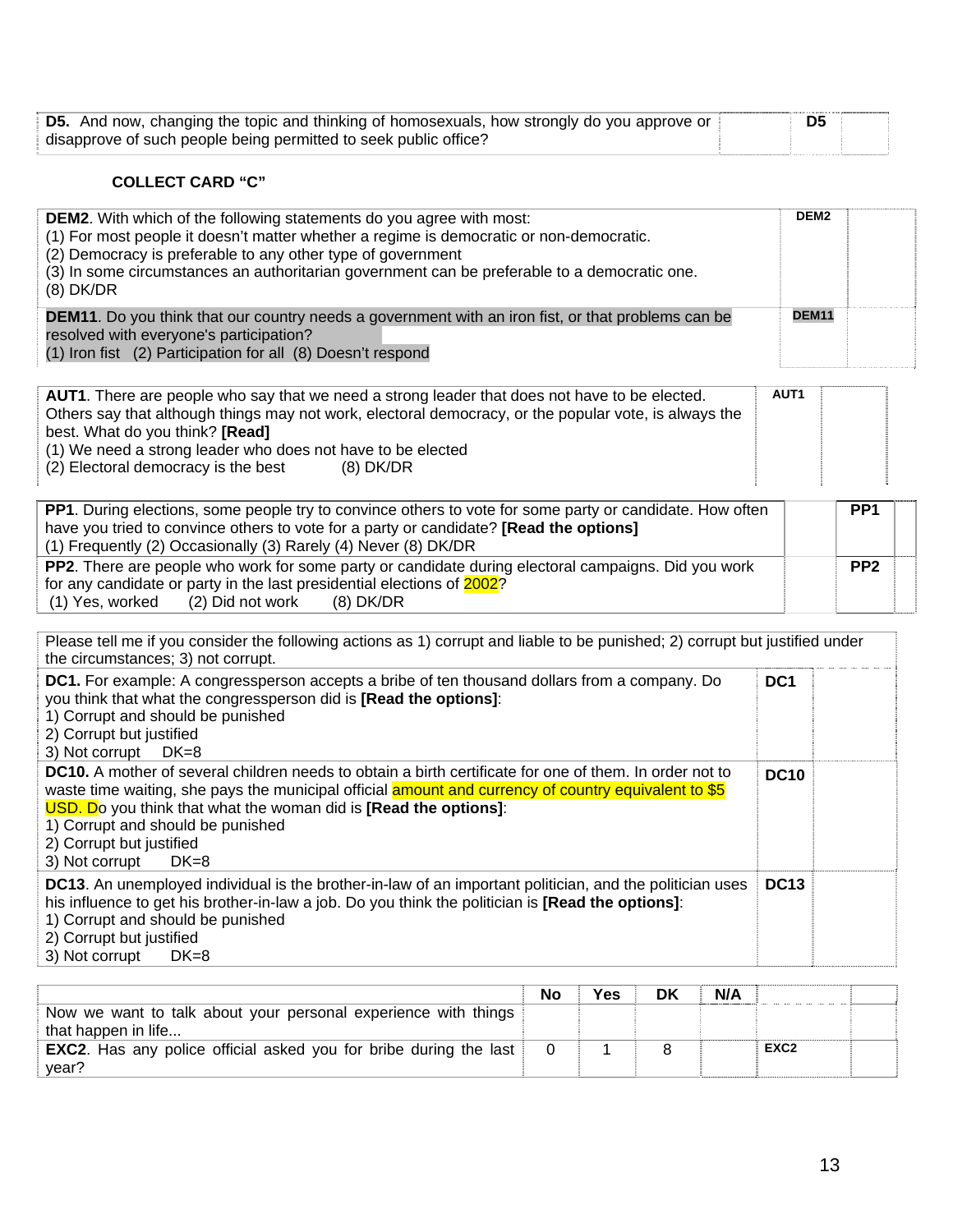| | | | |
|---|---|---|---|
| **D5.** And now, changing the topic and thinking of homosexuals, how strongly do you approve or disapprove of such people being permitted to seek public office? | | D5 | |

**COLLECT CARD "C"**

| | | |
|---|---|---|
| **DEM2**. With which of the following statements do you agree with most:<br>(1) For most people it doesn't matter whether a regime is democratic or non-democratic.<br>(2) Democracy is preferable to any other type of government<br>(3) In some circumstances an authoritarian government can be preferable to a democratic one.<br>(8) DK/DR | DEM2 | |
| **DEM11**. Do you think that our country needs a government with an iron fist, or that problems can be resolved with everyone's participation?<br>(1) Iron fist (2) Participation for all (8) Doesn't respond | DEM11 | |

| | | |
|---|---|---|
| **AUT1**. There are people who say that we need a strong leader that does not have to be elected. Others say that although things may not work, electoral democracy, or the popular vote, is always the best. What do you think? **[Read]**<br>(1) We need a strong leader who does not have to be elected<br>(2) Electoral democracy is the best (8) DK/DR | AUT1 | |

| | | | |
|---|---|---|---|
| **PP1**. During elections, some people try to convince others to vote for some party or candidate. How often have you tried to convince others to vote for a party or candidate? **[Read the options]**<br>(1) Frequently (2) Occasionally (3) Rarely (4) Never (8) DK/DR | | PP1 | |
| **PP2**. There are people who work for some party or candidate during electoral campaigns. Did you work for any candidate or party in the last presidential elections of 2002?<br>(1) Yes, worked (2) Did not work (8) DK/DR | | PP2 | |

| | | |
|---|---|---|
| Please tell me if you consider the following actions as 1) corrupt and liable to be punished; 2) corrupt but justified under the circumstances; 3) not corrupt. | | |
| **DC1.** For example: A congressperson accepts a bribe of ten thousand dollars from a company. Do you think that what the congressperson did is **[Read the options]**:<br>1) Corrupt and should be punished<br>2) Corrupt but justified<br>3) Not corrupt DK=8 | DC1 | |
| **DC10.** A mother of several children needs to obtain a birth certificate for one of them. In order not to waste time waiting, she pays the municipal official amount and currency of country equivalent to $5 USD. Do you think that what the woman did is **[Read the options]**:<br>1) Corrupt and should be punished<br>2) Corrupt but justified<br>3) Not corrupt DK=8 | DC10 | |
| **DC13**. An unemployed individual is the brother-in-law of an important politician, and the politician uses his influence to get his brother-in-law a job. Do you think the politician is **[Read the options]**:<br>1) Corrupt and should be punished<br>2) Corrupt but justified<br>3) Not corrupt DK=8 | DC13 | |

| | No | Yes | DK | N/A | | |
|---|---|---|---|---|---|---|
| Now we want to talk about your personal experience with things that happen in life... | | | | | | |
| **EXC2**. Has any police official asked you for bribe during the last year? | 0 | 1 | 8 | | EXC2 | |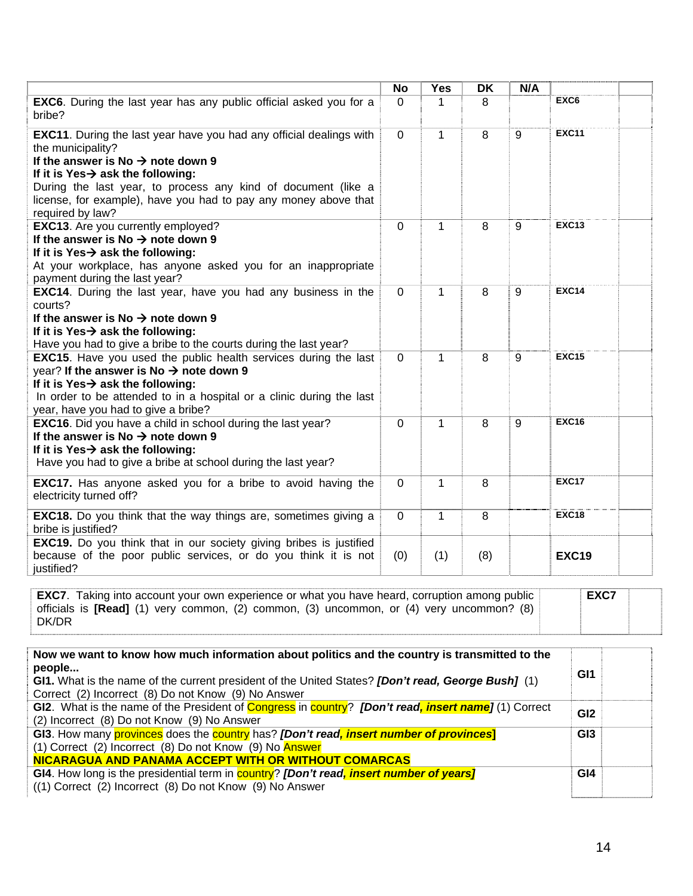| | No | Yes | DK | N/A | | |
|---|---|---|---|---|---|---|
| **EXC6**. During the last year has any public official asked you for a bribe? | 0 | 1 | 8 | | **EXC6** | |
| **EXC11**. During the last year have you had any official dealings with the municipality? **If the answer is No → note down 9** **If it is Yes→ ask the following:** During the last year, to process any kind of document (like a license, for example), have you had to pay any money above that required by law? | 0 | 1 | 8 | 9 | **EXC11** | |
| **EXC13**. Are you currently employed? **If the answer is No → note down 9** **If it is Yes→ ask the following:** At your workplace, has anyone asked you for an inappropriate payment during the last year? | 0 | 1 | 8 | 9 | **EXC13** | |
| **EXC14**. During the last year, have you had any business in the courts? **If the answer is No → note down 9** **If it is Yes→ ask the following:** Have you had to give a bribe to the courts during the last year? | 0 | 1 | 8 | 9 | **EXC14** | |
| **EXC15**. Have you used the public health services during the last year? **If the answer is No → note down 9** **If it is Yes→ ask the following:** In order to be attended to in a hospital or a clinic during the last year, have you had to give a bribe? | 0 | 1 | 8 | 9 | **EXC15** | |
| **EXC16**. Did you have a child in school during the last year? **If the answer is No → note down 9** **If it is Yes→ ask the following:** Have you had to give a bribe at school during the last year? | 0 | 1 | 8 | 9 | **EXC16** | |
| **EXC17.** Has anyone asked you for a bribe to avoid having the electricity turned off? | 0 | 1 | 8 | | **EXC17** | |
| **EXC18.** Do you think that the way things are, sometimes giving a bribe is justified? | 0 | 1 | 8 | | **EXC18** | |
| **EXC19.** Do you think that in our society giving bribes is justified because of the poor public services, or do you think it is not justified? | (0) | (1) | (8) | | **EXC19** | |

| | | |
|---|---|---|
| **EXC7**. Taking into account your own experience or what you have heard, corruption among public officials is **[Read]** (1) very common, (2) common, (3) uncommon, or (4) very uncommon? (8) DK/DR | **EXC7** | |

| | | |
|---|---|---|
| **Now we want to know how much information about politics and the country is transmitted to the people...** **GI1.** What is the name of the current president of the United States? ***[Don't read, George Bush]*** (1) Correct (2) Incorrect (8) Do not Know (9) No Answer | **GI1** | |
| **GI2**. What is the name of the President of Congress in country? ***[Don't read, insert name]*** (1) Correct (2) Incorrect (8) Do not Know (9) No Answer | **GI2** | |
| **GI3**. How many provinces does the country has? ***[Don't read, insert number of provinces]*** (1) Correct (2) Incorrect (8) Do not Know (9) No Answer **NICARAGUA AND PANAMA ACCEPT WITH OR WITHOUT COMARCAS** | **GI3** | |
| **GI4**. How long is the presidential term in country? ***[Don't read, insert number of years]*** ((1) Correct (2) Incorrect (8) Do not Know (9) No Answer | **GI4** | |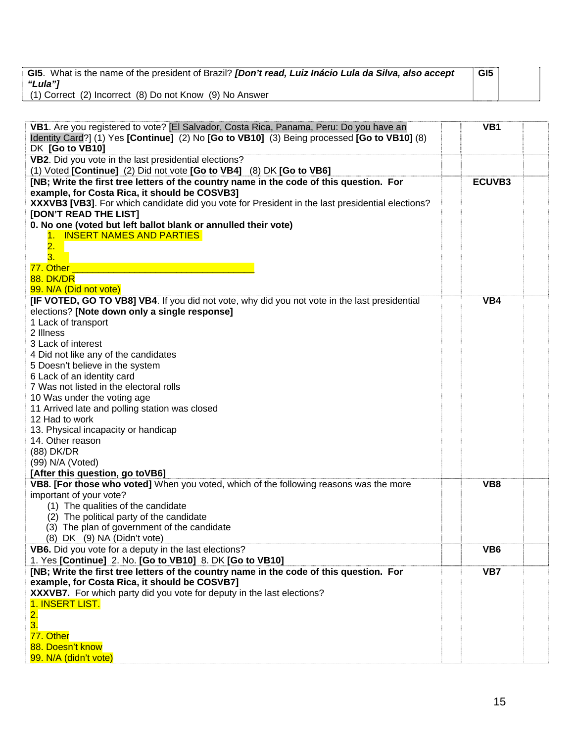| | |
|---|---|
| **GI5**. What is the name of the president of Brazil? ***[Don't read, Luiz Inácio Lula da Silva, also accept "Lula"]***<br>(1) Correct (2) Incorrect (8) Do not Know (9) No Answer | **GI5** |

| | | | |
|---|---|---|---|
| **VB1**. Are you registered to vote? [El Salvador, Costa Rica, Panama, Peru: Do you have an Identity Card?] (1) Yes **[Continue]** (2) No **[Go to VB10]** (3) Being processed **[Go to VB10]** (8) DK **[Go to VB10]** | | **VB1** | |
| **VB2**. Did you vote in the last presidential elections?<br>(1) Voted **[Continue]** (2) Did not vote **[Go to VB4]** (8) DK **[Go to VB6]** | | | |
| **[NB; Write the first tree letters of the country name in the code of this question. For example, for Costa Rica, it should be COSVB3]**<br>**XXXVB3 [VB3]**. For which candidate did you vote for President in the last presidential elections? **[DON'T READ THE LIST]**<br>**0. No one (voted but left ballot blank or annulled their vote)**<br>1. INSERT NAMES AND PARTIES<br>2.<br>3.<br>77. Other ___________________________________<br>88. DK/DR<br>99. N/A (Did not vote) | | **ECUVB3** | |
| **[IF VOTED, GO TO VB8] VB4**. If you did not vote, why did you not vote in the last presidential elections? **[Note down only a single response]**<br>1 Lack of transport<br>2 Illness<br>3 Lack of interest<br>4 Did not like any of the candidates<br>5 Doesn't believe in the system<br>6 Lack of an identity card<br>7 Was not listed in the electoral rolls<br>10 Was under the voting age<br>11 Arrived late and polling station was closed<br>12 Had to work<br>13. Physical incapacity or handicap<br>14. Other reason<br>(88) DK/DR<br>(99) N/A (Voted)<br>**[After this question, go toVB6]** | | **VB4** | |
| **VB8. [For those who voted]** When you voted, which of the following reasons was the more important of your vote?<br>(1) The qualities of the candidate<br>(2) The political party of the candidate<br>(3) The plan of government of the candidate<br>(8) DK (9) NA (Didn't vote) | | **VB8** | |
| **VB6.** Did you vote for a deputy in the last elections?<br>1. Yes **[Continue]** 2. No. **[Go to VB10]** 8. DK **[Go to VB10]** | | **VB6** | |
| **[NB; Write the first tree letters of the country name in the code of this question. For example, for Costa Rica, it should be COSVB7]**<br>**XXXVB7.** For which party did you vote for deputy in the last elections?<br>1. INSERT LIST.<br>2.<br>3.<br>77. Other<br>88. Doesn't know<br>99. N/A (didn't vote) | | **VB7** | |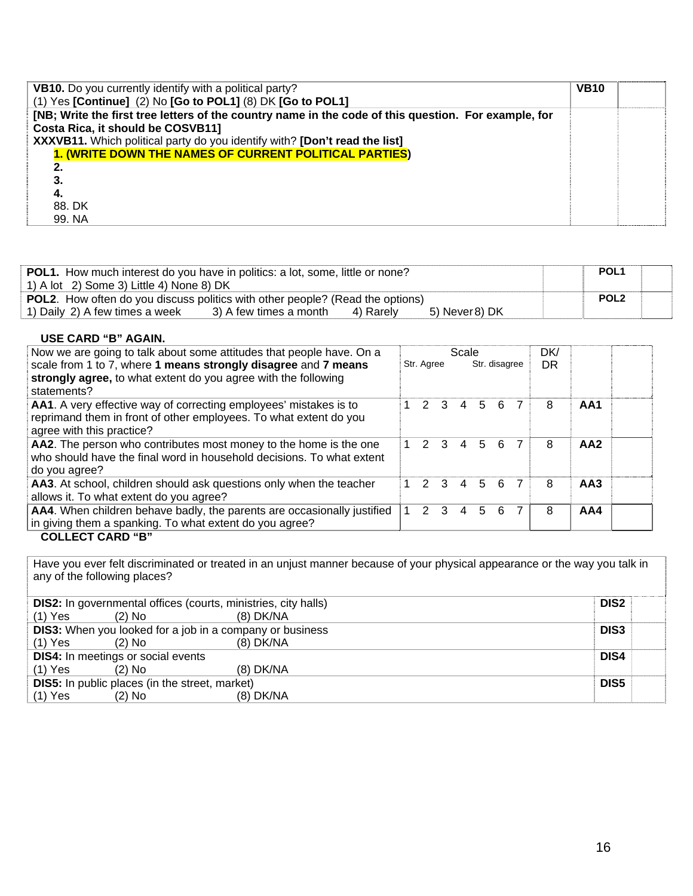| **VB10.** Do you currently identify with a political party?<br>(1) Yes **[Continue]** (2) No **[Go to POL1]** (8) DK **[Go to POL1]** | **VB10** | |
|---|---|---|
| **[NB; Write the first tree letters of the country name in the code of this question. For example, for Costa Rica, it should be COSVB11]**<br>**XXXVB11.** Which political party do you identify with? **[Don't read the list]**<br>**1. (WRITE DOWN THE NAMES OF CURRENT POLITICAL PARTIES)**<br>**2.**<br>**3.**<br>**4.**<br>88. DK<br>99. NA | | |

| **POL1.** How much interest do you have in politics: a lot, some, little or none?<br>1) A lot 2) Some 3) Little 4) None 8) DK | | **POL1** | |
|---|---|---|---|
| **POL2**. How often do you discuss politics with other people? (Read the options)<br>1) Daily 2) A few times a week 3) A few times a month 4) Rarely 5) Never 8) DK | | **POL2** | |

**USE CARD "B" AGAIN.**

| Now we are going to talk about some attitudes that people have. On a scale from 1 to 7, where **1 means strongly disagree** and **7 means strongly agree,** to what extent do you agree with the following statements? | Scale<br>Str. Agree Str. disagree | DK/ DR | | |
|---|---|---|---|---|
| **AA1**. A very effective way of correcting employees' mistakes is to reprimand them in front of other employees. To what extent do you agree with this practice? | 1 2 3 4 5 6 7 | 8 | **AA1** | |
| **AA2**. The person who contributes most money to the home is the one who should have the final word in household decisions. To what extent do you agree? | 1 2 3 4 5 6 7 | 8 | **AA2** | |
| **AA3**. At school, children should ask questions only when the teacher allows it. To what extent do you agree? | 1 2 3 4 5 6 7 | 8 | **AA3** | |
| **AA4**. When children behave badly, the parents are occasionally justified in giving them a spanking. To what extent do you agree? | 1 2 3 4 5 6 7 | 8 | **AA4** | |

**COLLECT CARD "B"**

| Have you ever felt discriminated or treated in an unjust manner because of your physical appearance or the way you talk in any of the following places? | | |
|---|---|---|
| **DIS2:** In governmental offices (courts, ministries, city halls)<br>(1) Yes (2) No (8) DK/NA | **DIS2** | |
| **DIS3:** When you looked for a job in a company or business<br>(1) Yes (2) No (8) DK/NA | **DIS3** | |
| **DIS4:** In meetings or social events<br>(1) Yes (2) No (8) DK/NA | **DIS4** | |
| **DIS5:** In public places (in the street, market)<br>(1) Yes (2) No (8) DK/NA | **DIS5** | |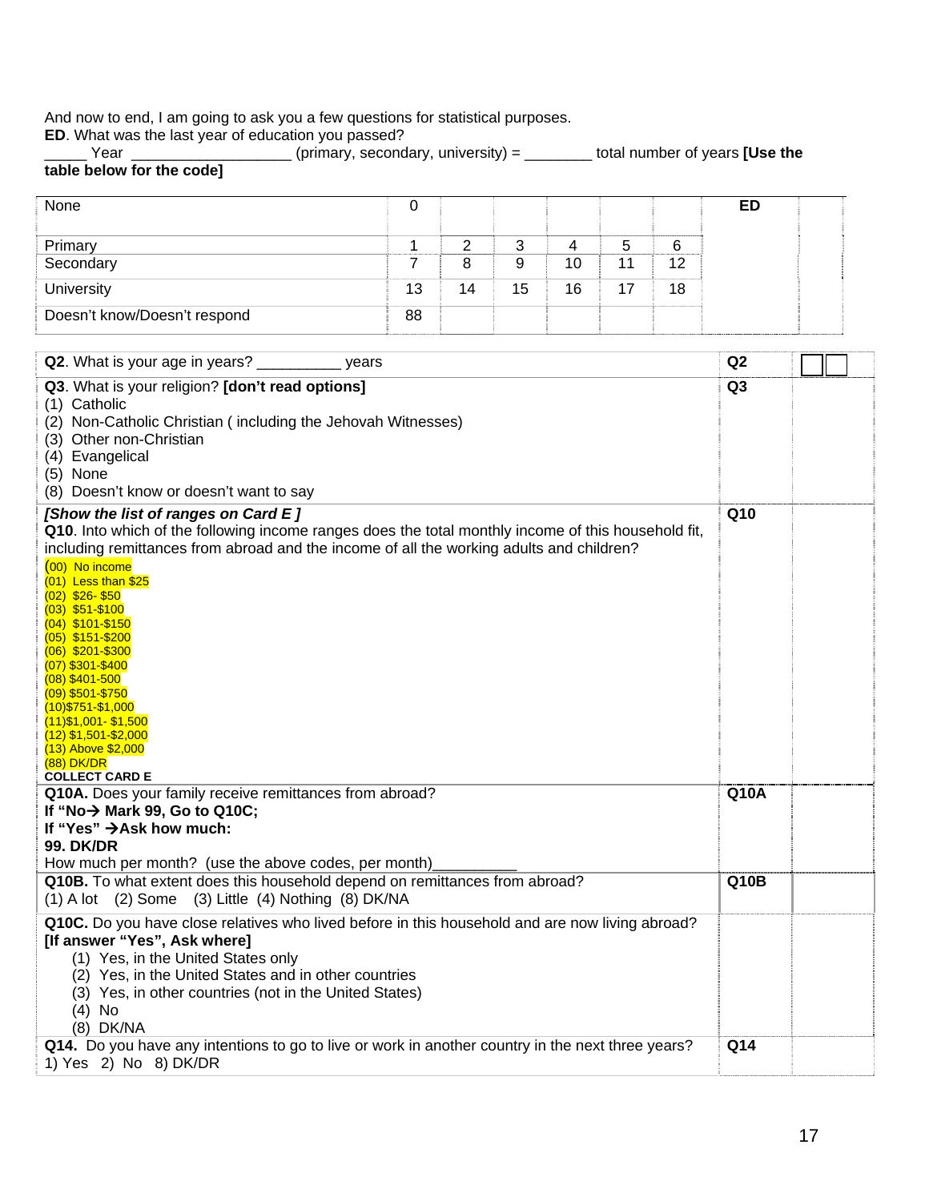And now to end, I am going to ask you a few questions for statistical purposes.
**ED**. What was the last year of education you passed?
_____ Year __________________ (primary, secondary, university) = ________ total number of years **[Use the table below for the code]**

| | | | | | | | | |
|---|---|---|---|---|---|---|---|---|
| None | 0 | | | | | | **ED** | |
| Primary | 1 | 2 | 3 | 4 | 5 | 6 | | |
| Secondary | 7 | 8 | 9 | 10 | 11 | 12 | | |
| University | 13 | 14 | 15 | 16 | 17 | 18 | | |
| Doesn't know/Doesn't respond | 88 | | | | | | | |

| | | |
|---|---|---|
| **Q2**. What is your age in years? __________ years | **Q2** | |
| **Q3**. What is your religion? **[don't read options]**<br>(1) Catholic<br>(2) Non-Catholic Christian ( including the Jehovah Witnesses)<br>(3) Other non-Christian<br>(4) Evangelical<br>(5) None<br>(8) Doesn't know or doesn't want to say | **Q3** | |
| ***[Show the list of ranges on Card E ]***<br>**Q10**. Into which of the following income ranges does the total monthly income of this household fit, including remittances from abroad and the income of all the working adults and children?<br>(00) No income<br>(01) Less than $25<br>(02) $26- $50<br>(03) $51-$100<br>(04) $101-$150<br>(05) $151-$200<br>(06) $201-$300<br>(07) $301-$400<br>(08) $401-500<br>(09) $501-$750<br>(10)$751-$1,000<br>(11)$1,001- $1,500<br>(12) $1,501-$2,000<br>(13) Above $2,000<br>(88) DK/DR<br>**COLLECT CARD E** | **Q10** | |
| **Q10A.** Does your family receive remittances from abroad?<br>**If "No→ Mark 99, Go to Q10C;**<br>**If "Yes" →Ask how much:**<br>**99. DK/DR**<br>How much per month? (use the above codes, per month)__________ | **Q10A** | |
| **Q10B.** To what extent does this household depend on remittances from abroad?<br>(1) A lot (2) Some (3) Little (4) Nothing (8) DK/NA | **Q10B** | |
| **Q10C.** Do you have close relatives who lived before in this household and are now living abroad? **[If answer "Yes", Ask where]**<br>(1) Yes, in the United States only<br>(2) Yes, in the United States and in other countries<br>(3) Yes, in other countries (not in the United States)<br>(4) No<br>(8) DK/NA | | |
| **Q14.** Do you have any intentions to go to live or work in another country in the next three years?<br>1) Yes 2) No 8) DK/DR | **Q14** | |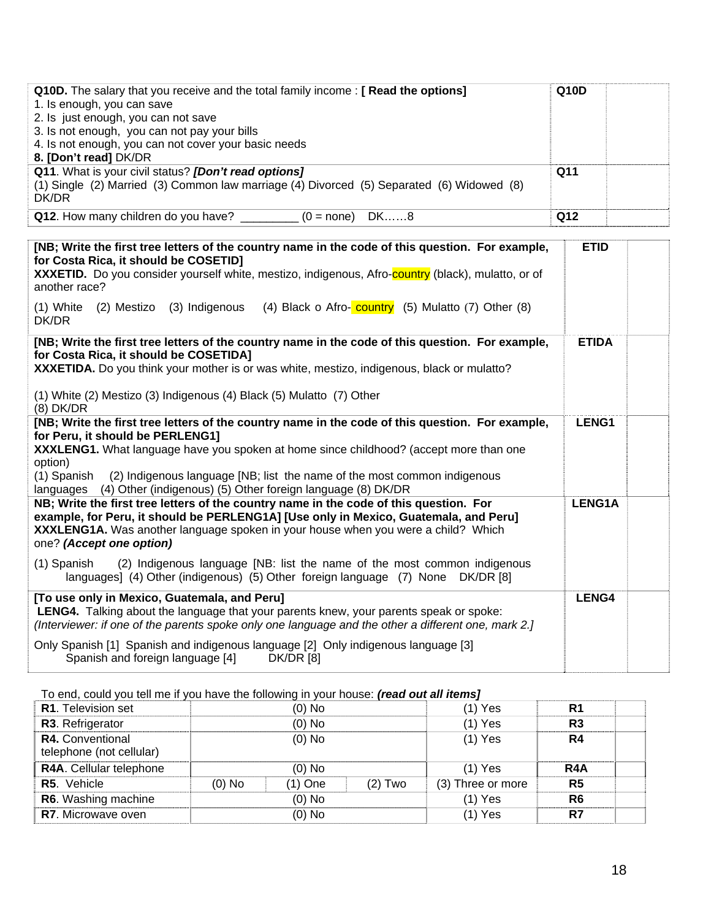| | | |
|---|---|---|
| **Q10D.** The salary that you receive and the total family income : **[ Read the options]**<br>1. Is enough, you can save<br>2. Is just enough, you can not save<br>3. Is not enough, you can not pay your bills<br>4. Is not enough, you can not cover your basic needs<br>**8. [Don't read]** DK/DR | **Q10D** | |
| **Q11**. What is your civil status? ***[Don't read options]***<br>(1) Single (2) Married (3) Common law marriage (4) Divorced (5) Separated (6) Widowed (8) DK/DR | **Q11** | |
| **Q12**. How many children do you have? _________ (0 = none) DK……8 | **Q12** | |

| | | |
|---|---|---|
| **[NB; Write the first tree letters of the country name in the code of this question. For example, for Costa Rica, it should be COSETID]**<br>**XXXETID.** Do you consider yourself white, mestizo, indigenous, Afro-country (black), mulatto, or of another race?<br><br>(1) White (2) Mestizo (3) Indigenous (4) Black o Afro- country (5) Mulatto (7) Other (8) DK/DR | **ETID** | |
| **[NB; Write the first tree letters of the country name in the code of this question. For example, for Costa Rica, it should be COSETIDA]**<br>**XXXETIDA.** Do you think your mother is or was white, mestizo, indigenous, black or mulatto?<br><br>(1) White (2) Mestizo (3) Indigenous (4) Black (5) Mulatto (7) Other<br>(8) DK/DR | **ETIDA** | |
| **[NB; Write the first tree letters of the country name in the code of this question. For example, for Peru, it should be PERLENG1]**<br>**XXXLENG1.** What language have you spoken at home since childhood? (accept more than one option)<br>(1) Spanish (2) Indigenous language [NB; list the name of the most common indigenous languages (4) Other (indigenous) (5) Other foreign language (8) DK/DR | **LENG1** | |
| **NB; Write the first tree letters of the country name in the code of this question. For example, for Peru, it should be PERLENG1A] [Use only in Mexico, Guatemala, and Peru]**<br>**XXXLENG1A.** Was another language spoken in your house when you were a child? Which one? ***(Accept one option)***<br><br>(1) Spanish (2) Indigenous language [NB: list the name of the most common indigenous languages] (4) Other (indigenous) (5) Other foreign language (7) None DK/DR [8] | **LENG1A** | |
| **[To use only in Mexico, Guatemala, and Peru]**<br>**LENG4.** Talking about the language that your parents knew, your parents speak or spoke:<br>*(Interviewer: if one of the parents spoke only one language and the other a different one, mark 2.]*<br><br>Only Spanish [1] Spanish and indigenous language [2] Only indigenous language [3] Spanish and foreign language [4] DK/DR [8] | **LENG4** | |

To end, could you tell me if you have the following in your house: ***(read out all items]***

| | | | | | | |
|---|---|---|---|---|---|---|
| **R1**. Television set | (0) No | | | (1) Yes | **R1** | |
| **R3**. Refrigerator | (0) No | | | (1) Yes | **R3** | |
| **R4.** Conventional telephone (not cellular) | (0) No | | | (1) Yes | **R4** | |
| **R4A**. Cellular telephone | (0) No | | | (1) Yes | **R4A** | |
| **R5**. Vehicle | (0) No | (1) One | (2) Two | (3) Three or more | **R5** | |
| **R6**. Washing machine | (0) No | | | (1) Yes | **R6** | |
| **R7**. Microwave oven | (0) No | | | (1) Yes | **R7** | |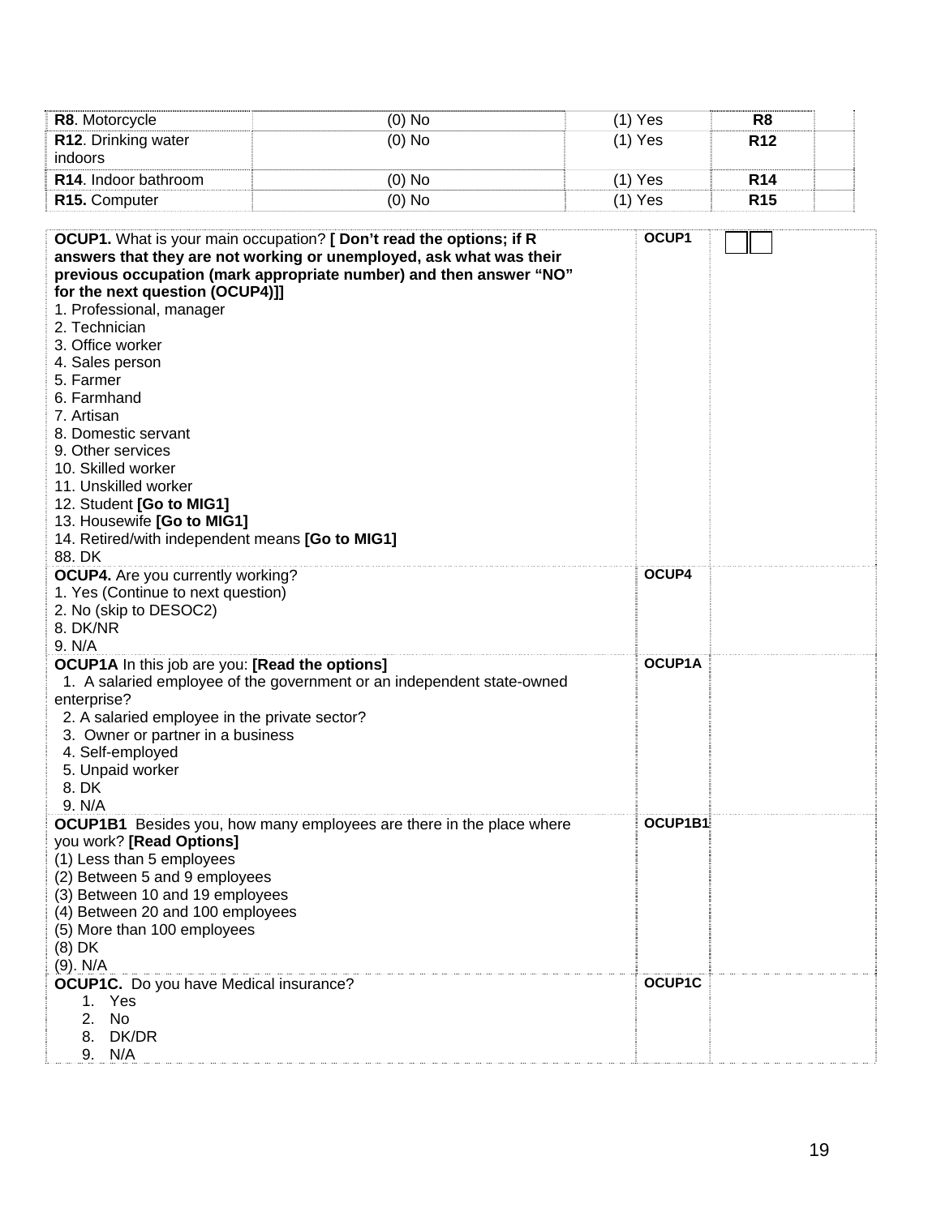| | | | | |
|---|---|---|---|---|
| **R8**. Motorcycle | (0) No | (1) Yes | **R8** | |
| **R12**. Drinking water indoors | (0) No | (1) Yes | **R12** | |
| **R14**. Indoor bathroom | (0) No | (1) Yes | **R14** | |
| **R15.** Computer | (0) No | (1) Yes | **R15** | |

| | | |
|---|---|---|
| **OCUP1.** What is your main occupation? **[ Don't read the options; if R answers that they are not working or unemployed, ask what was their previous occupation (mark appropriate number) and then answer "NO" for the next question (OCUP4)]**<br>1. Professional, manager<br>2. Technician<br>3. Office worker<br>4. Sales person<br>5. Farmer<br>6. Farmhand<br>7. Artisan<br>8. Domestic servant<br>9. Other services<br>10. Skilled worker<br>11. Unskilled worker<br>12. Student **[Go to MIG1]**<br>13. Housewife **[Go to MIG1]**<br>14. Retired/with independent means **[Go to MIG1]**<br>88. DK | **OCUP1** | |
| **OCUP4.** Are you currently working?<br>1. Yes (Continue to next question)<br>2. No (skip to DESOC2)<br>8. DK/NR<br>9. N/A | **OCUP4** | |
| **OCUP1A** In this job are you: **[Read the options]**<br>1. A salaried employee of the government or an independent state-owned enterprise?<br>2. A salaried employee in the private sector?<br>3. Owner or partner in a business<br>4. Self-employed<br>5. Unpaid worker<br>8. DK<br>9. N/A | **OCUP1A** | |
| **OCUP1B1** Besides you, how many employees are there in the place where you work? **[Read Options]**<br>(1) Less than 5 employees<br>(2) Between 5 and 9 employees<br>(3) Between 10 and 19 employees<br>(4) Between 20 and 100 employees<br>(5) More than 100 employees<br>(8) DK<br>(9). N/A | **OCUP1B1** | |
| **OCUP1C.** Do you have Medical insurance?<br>1. Yes<br>2. No<br>8. DK/DR<br>9. N/A | **OCUP1C** | |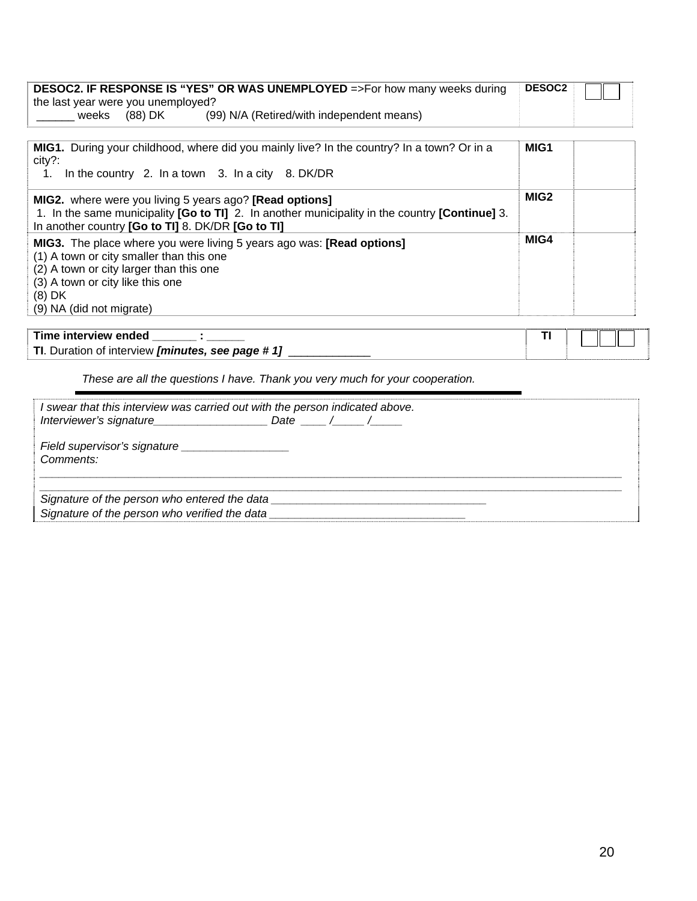| | | |
|---|---|---|
| **DESOC2. IF RESPONSE IS "YES" OR WAS UNEMPLOYED** =>For how many weeks during the last year were you unemployed?<br>______ weeks (88) DK (99) N/A (Retired/with independent means) | **DESOC2** | ☐☐ |

| | | |
|---|---|---|
| **MIG1.** During your childhood, where did you mainly live? In the country? In a town? Or in a city?:<br>1. In the country 2. In a town 3. In a city 8. DK/DR | **MIG1** | |
| **MIG2.** where were you living 5 years ago? **[Read options]**<br>1. In the same municipality **[Go to TI]** 2. In another municipality in the country **[Continue]** 3. In another country **[Go to TI]** 8. DK/DR **[Go to TI]** | **MIG2** | |
| **MIG3.** The place where you were living 5 years ago was: **[Read options]**<br>(1) A town or city smaller than this one<br>(2) A town or city larger than this one<br>(3) A town or city like this one<br>(8) DK<br>(9) NA (did not migrate) | **MIG4** | |

| | | |
|---|---|---|
| **Time interview ended _______ : ______**<br>**TI**. Duration of interview ***[minutes, see page # 1]*** _____________ | **TI** | ☐☐☐ |

*These are all the questions I have. Thank you very much for your cooperation.*

*I swear that this interview was carried out with the person indicated above.*
*Interviewer's signature__________________ Date ____ /_____ /_____*

*Field supervisor's signature _________________*
*Comments:*
______________________________________________________________________________________________
______________________________________________________________________________________________
*Signature of the person who entered the data __________________________________*
*Signature of the person who verified the data ______________________________*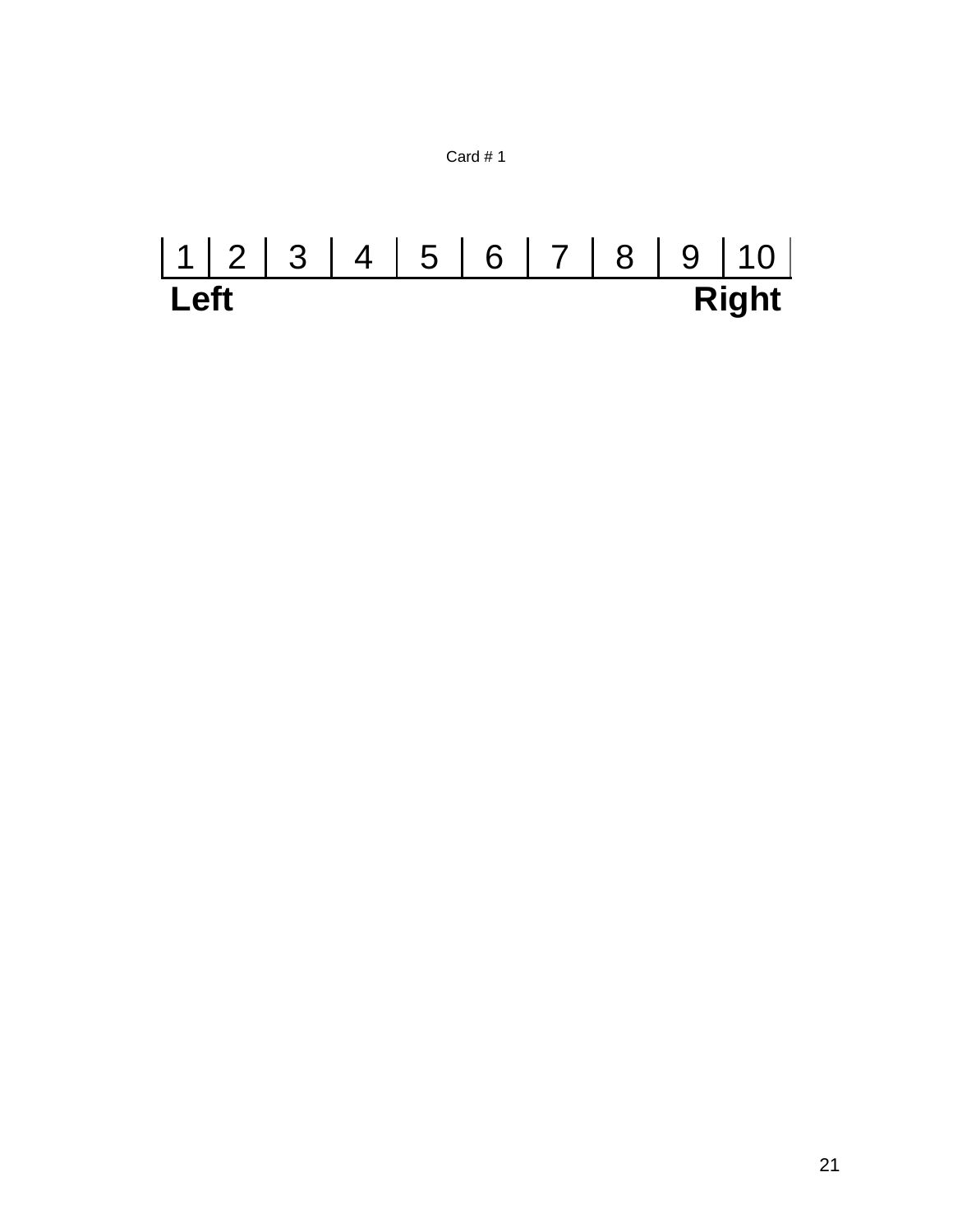Card # 1

| 1 | 2 | 3 | 4 | 5 | 6 | 7 | 8 | 9 | 10 |
|---|---|---|---|---|---|---|---|---|---|

**Left** **Right**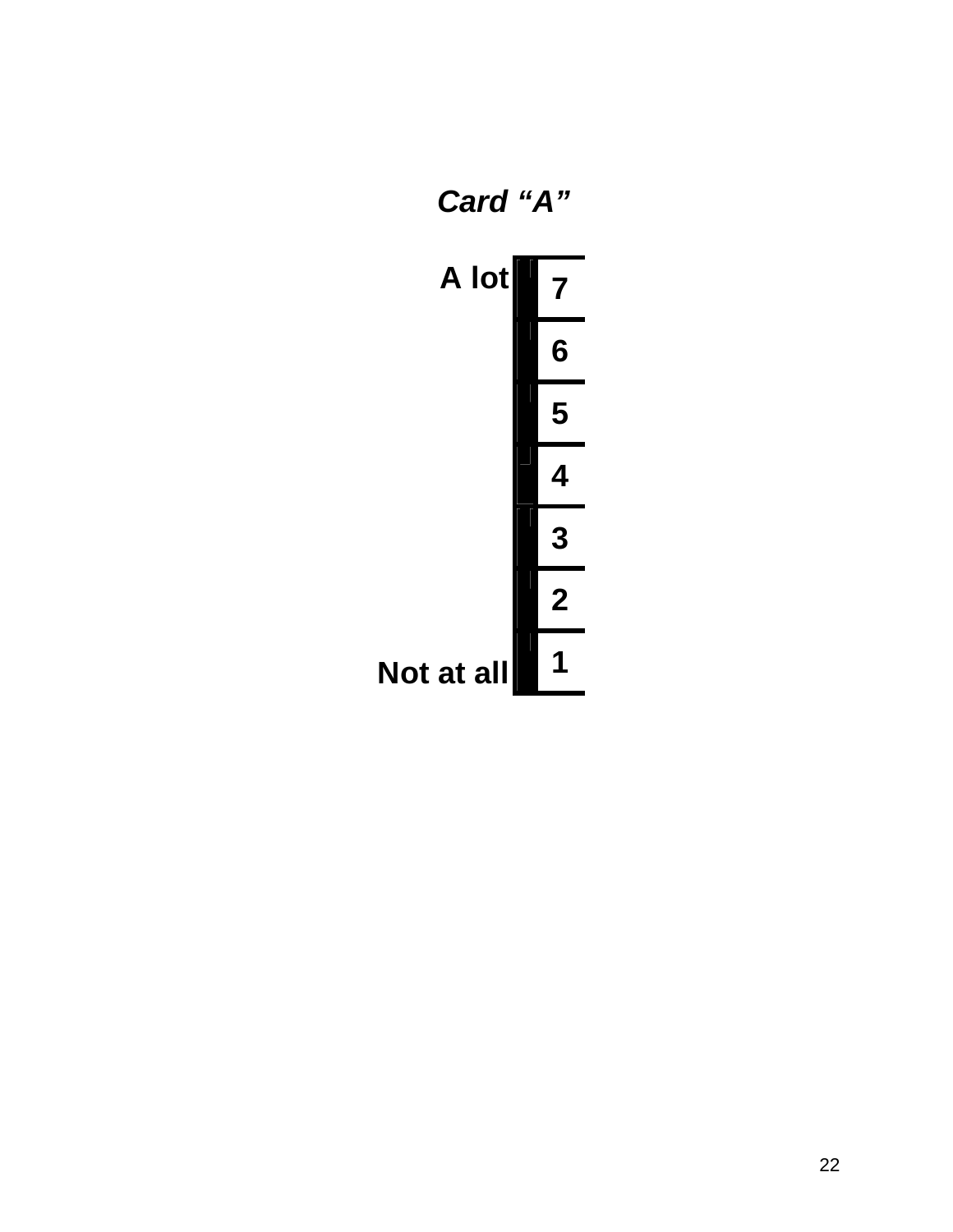***Card "A"***

| | |
|---|---|
| **A lot** | **7** |
| | **6** |
| | **5** |
| | **4** |
| | **3** |
| | **2** |
| **Not at all** | **1** |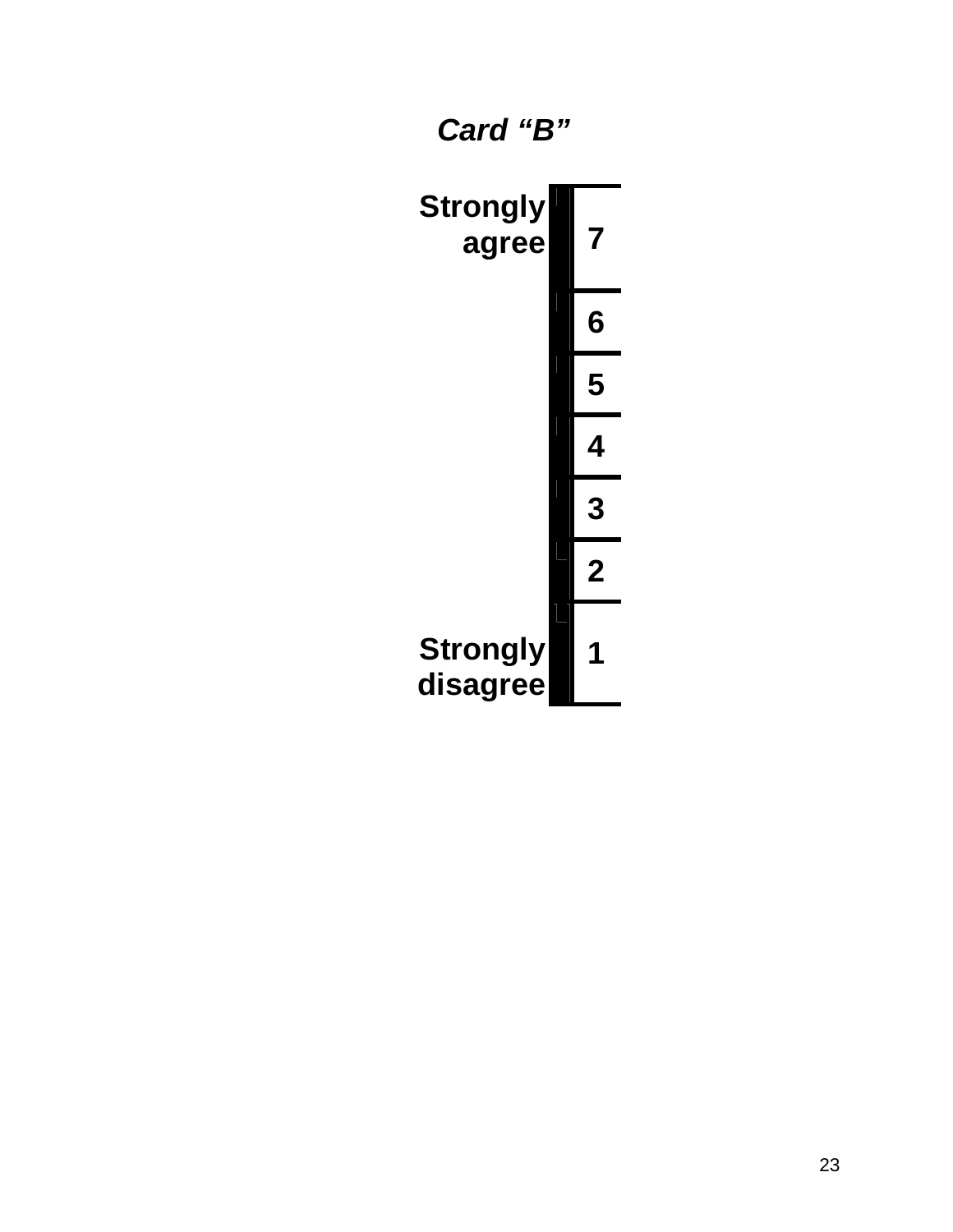***Card "B"***

| | |
|---|---|
| **Strongly agree** | **7** |
| | **6** |
| | **5** |
| | **4** |
| | **3** |
| | **2** |
| **Strongly disagree** | **1** |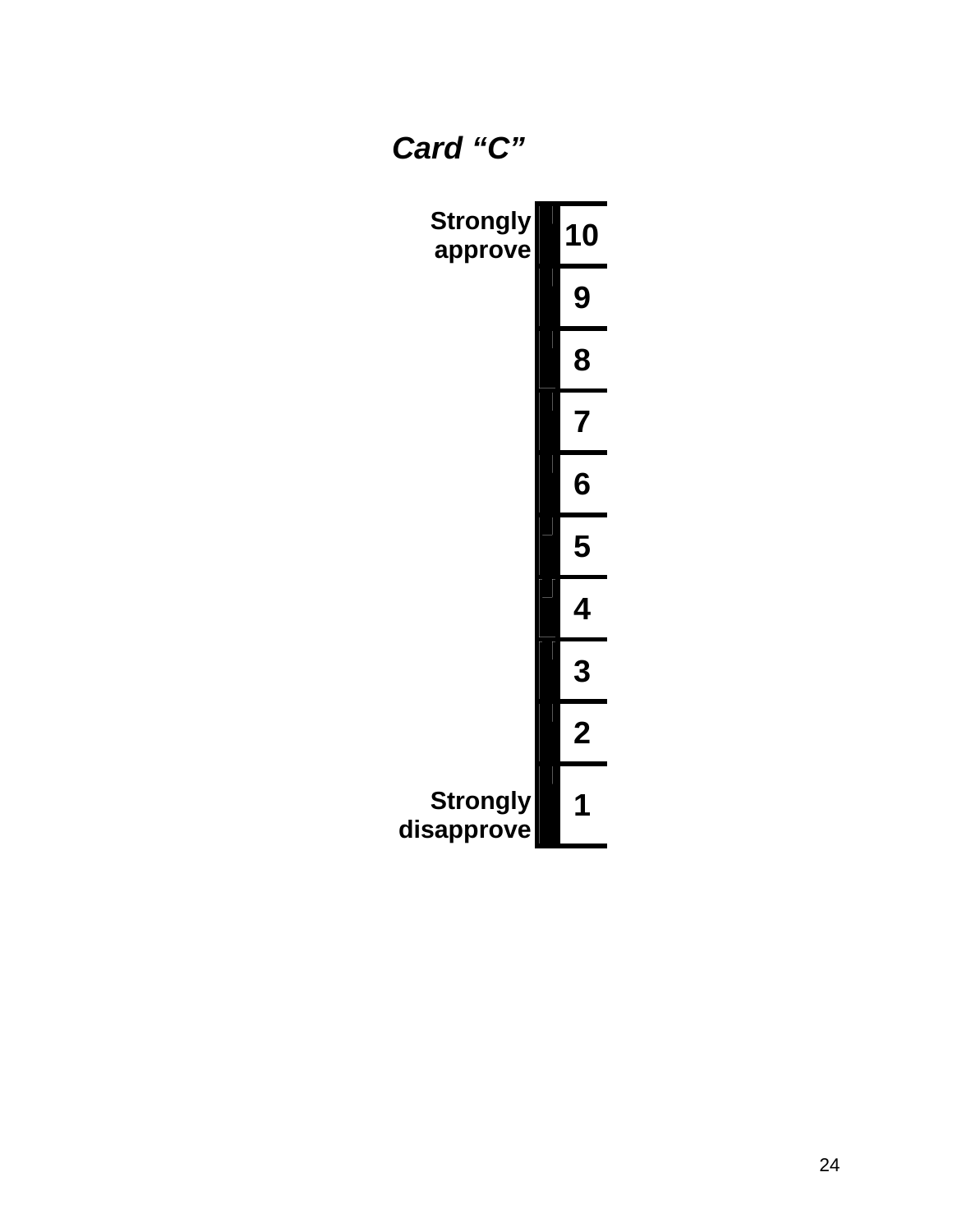***Card "C"***

| | |
|---|---|
| **Strongly approve** | **10** |
| | **9** |
| | **8** |
| | **7** |
| | **6** |
| | **5** |
| | **4** |
| | **3** |
| | **2** |
| **Strongly disapprove** | **1** |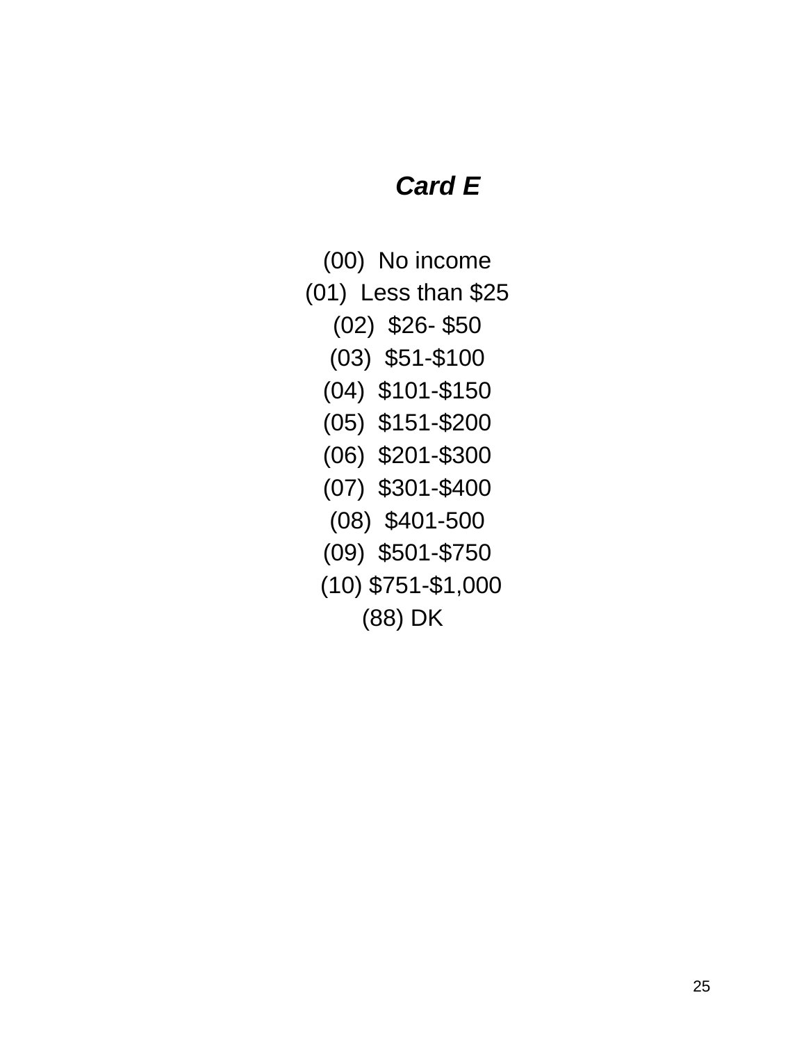***Card E***

(00) No income

(01) Less than $25

(02) $26- $50

(03) $51-$100

(04) $101-$150

(05) $151-$200

(06) $201-$300

(07) $301-$400

(08) $401-500

(09) $501-$750

(10) $751-$1,000

(88) DK